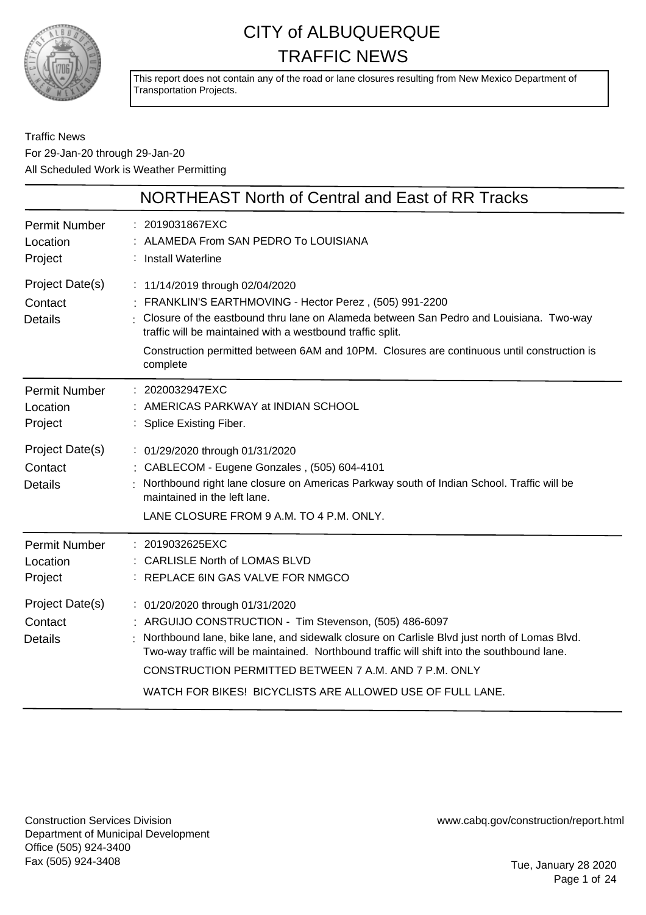# CITY of ALBUQUERQUE
# TRAFFIC NEWS

This report does not contain any of the road or lane closures resulting from New Mexico Department of Transportation Projects.

Traffic News
For 29-Jan-20 through 29-Jan-20
All Scheduled Work is Weather Permitting

## NORTHEAST North of Central and East of RR Tracks

| | |
|---|---|
| Permit Number | 2019031867EXC |
| Location | ALAMEDA From SAN PEDRO To LOUISIANA |
| Project | Install Waterline |
| Project Date(s) | 11/14/2019 through 02/04/2020 |
| Contact | FRANKLIN'S EARTHMOVING - Hector Perez , (505) 991-2200 |
| Details | Closure of the eastbound thru lane on Alameda between San Pedro and Louisiana. Two-way traffic will be maintained with a westbound traffic split. Construction permitted between 6AM and 10PM. Closures are continuous until construction is complete |

| | |
|---|---|
| Permit Number | 2020032947EXC |
| Location | AMERICAS PARKWAY at INDIAN SCHOOL |
| Project | Splice Existing Fiber. |
| Project Date(s) | 01/29/2020 through 01/31/2020 |
| Contact | CABLECOM - Eugene Gonzales , (505) 604-4101 |
| Details | Northbound right lane closure on Americas Parkway south of Indian School. Traffic will be maintained in the left lane. LANE CLOSURE FROM 9 A.M. TO 4 P.M. ONLY. |

| | |
|---|---|
| Permit Number | 2019032625EXC |
| Location | CARLISLE North of LOMAS BLVD |
| Project | REPLACE 6IN GAS VALVE FOR NMGCO |
| Project Date(s) | 01/20/2020 through 01/31/2020 |
| Contact | ARGUIJO CONSTRUCTION - Tim Stevenson, (505) 486-6097 |
| Details | Northbound lane, bike lane, and sidewalk closure on Carlisle Blvd just north of Lomas Blvd. Two-way traffic will be maintained. Northbound traffic will shift into the southbound lane. CONSTRUCTION PERMITTED BETWEEN 7 A.M. AND 7 P.M. ONLY WATCH FOR BIKES! BICYCLISTS ARE ALLOWED USE OF FULL LANE. |

Construction Services Division
Department of Municipal Development
Office (505) 924-3400
Fax (505) 924-3408

www.cabq.gov/construction/report.html

Tue, January 28 2020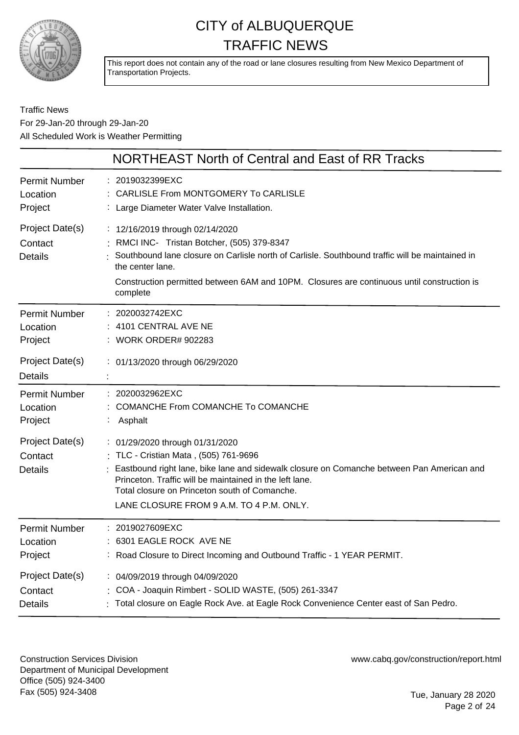# CITY of ALBUQUERQUE
# TRAFFIC NEWS

This report does not contain any of the road or lane closures resulting from New Mexico Department of Transportation Projects.

Traffic News
For 29-Jan-20 through 29-Jan-20
All Scheduled Work is Weather Permitting

## NORTHEAST North of Central and East of RR Tracks

**Permit Number** : 2019032399EXC
**Location** : CARLISLE From MONTGOMERY To CARLISLE
**Project** : Large Diameter Water Valve Installation.
**Project Date(s)** : 12/16/2019 through 02/14/2020
**Contact** : RMCI INC- Tristan Botcher, (505) 379-8347
**Details** : Southbound lane closure on Carlisle north of Carlisle. Southbound traffic will be maintained in the center lane.

Construction permitted between 6AM and 10PM. Closures are continuous until construction is complete

---

**Permit Number** : 2020032742EXC
**Location** : 4101 CENTRAL AVE NE
**Project** : WORK ORDER# 902283
**Project Date(s)** : 01/13/2020 through 06/29/2020
**Details** :

---

**Permit Number** : 2020032962EXC
**Location** : COMANCHE From COMANCHE To COMANCHE
**Project** : Asphalt
**Project Date(s)** : 01/29/2020 through 01/31/2020
**Contact** : TLC - Cristian Mata , (505) 761-9696
**Details** : Eastbound right lane, bike lane and sidewalk closure on Comanche between Pan American and Princeton. Traffic will be maintained in the left lane.
Total closure on Princeton south of Comanche.

LANE CLOSURE FROM 9 A.M. TO 4 P.M. ONLY.

---

**Permit Number** : 2019027609EXC
**Location** : 6301 EAGLE ROCK AVE NE
**Project** : Road Closure to Direct Incoming and Outbound Traffic - 1 YEAR PERMIT.
**Project Date(s)** : 04/09/2019 through 04/09/2020
**Contact** : COA - Joaquin Rimbert - SOLID WASTE, (505) 261-3347
**Details** : Total closure on Eagle Rock Ave. at Eagle Rock Convenience Center east of San Pedro.

---

Construction Services Division
Department of Municipal Development
Office (505) 924-3400
Fax (505) 924-3408

www.cabq.gov/construction/report.html

Tue, January 28 2020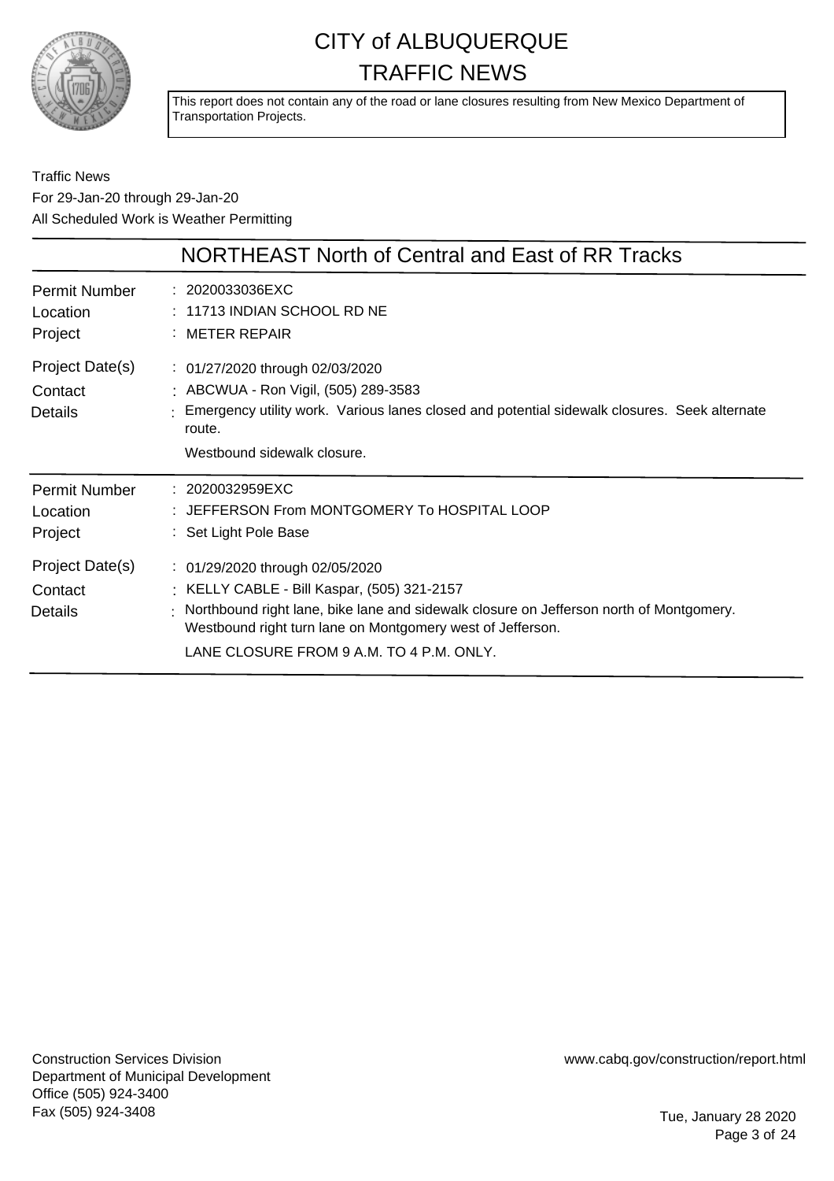# CITY of ALBUQUERQUE
# TRAFFIC NEWS

This report does not contain any of the road or lane closures resulting from New Mexico Department of Transportation Projects.

Traffic News
For 29-Jan-20 through 29-Jan-20
All Scheduled Work is Weather Permitting

## NORTHEAST North of Central and East of RR Tracks

| | |
|---|---|
| Permit Number | : 2020033036EXC |
| Location | : 11713 INDIAN SCHOOL RD NE |
| Project | : METER REPAIR |
| Project Date(s) | : 01/27/2020 through 02/03/2020 |
| Contact | : ABCWUA - Ron Vigil, (505) 289-3583 |
| Details | : Emergency utility work. Various lanes closed and potential sidewalk closures. Seek alternate route. Westbound sidewalk closure. |

| | |
|---|---|
| Permit Number | : 2020032959EXC |
| Location | : JEFFERSON From MONTGOMERY To HOSPITAL LOOP |
| Project | : Set Light Pole Base |
| Project Date(s) | : 01/29/2020 through 02/05/2020 |
| Contact | : KELLY CABLE - Bill Kaspar, (505) 321-2157 |
| Details | : Northbound right lane, bike lane and sidewalk closure on Jefferson north of Montgomery. Westbound right turn lane on Montgomery west of Jefferson. LANE CLOSURE FROM 9 A.M. TO 4 P.M. ONLY. |

Construction Services Division
Department of Municipal Development
Office (505) 924-3400
Fax (505) 924-3408

www.cabq.gov/construction/report.html

Tue, January 28 2020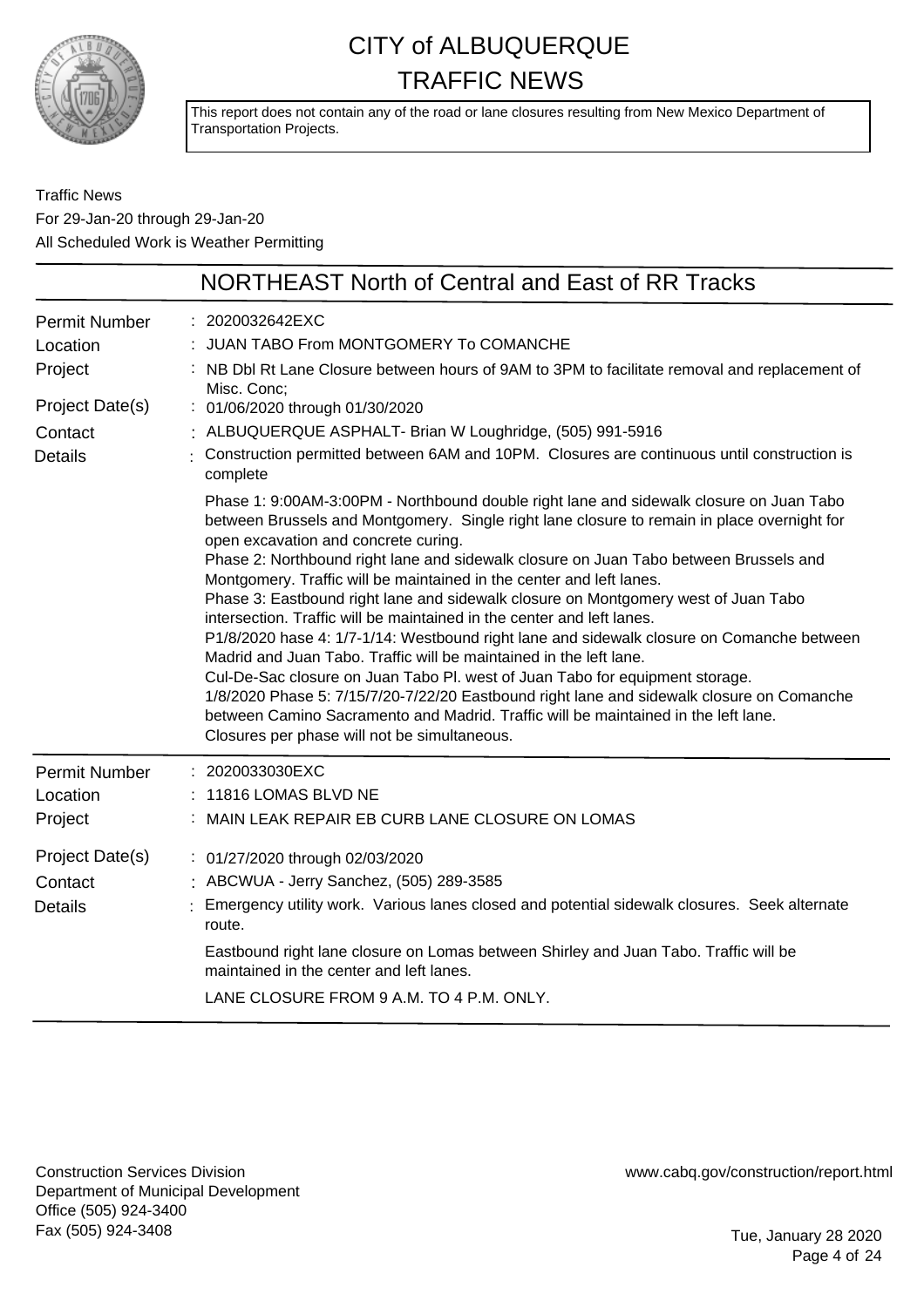# CITY of ALBUQUERQUE TRAFFIC NEWS

This report does not contain any of the road or lane closures resulting from New Mexico Department of Transportation Projects.

Traffic News
For 29-Jan-20 through 29-Jan-20
All Scheduled Work is Weather Permitting

## NORTHEAST North of Central and East of RR Tracks

**Permit Number** : 2020032642EXC
**Location** : JUAN TABO From MONTGOMERY To COMANCHE
**Project** : NB Dbl Rt Lane Closure between hours of 9AM to 3PM to facilitate removal and replacement of Misc. Conc;
**Project Date(s)** : 01/06/2020 through 01/30/2020
**Contact** : ALBUQUERQUE ASPHALT- Brian W Loughridge, (505) 991-5916
**Details** : Construction permitted between 6AM and 10PM. Closures are continuous until construction is complete

Phase 1: 9:00AM-3:00PM - Northbound double right lane and sidewalk closure on Juan Tabo between Brussels and Montgomery. Single right lane closure to remain in place overnight for open excavation and concrete curing.
Phase 2: Northbound right lane and sidewalk closure on Juan Tabo between Brussels and Montgomery. Traffic will be maintained in the center and left lanes.
Phase 3: Eastbound right lane and sidewalk closure on Montgomery west of Juan Tabo intersection. Traffic will be maintained in the center and left lanes.
P1/8/2020 hase 4: 1/7-1/14: Westbound right lane and sidewalk closure on Comanche between Madrid and Juan Tabo. Traffic will be maintained in the left lane.
Cul-De-Sac closure on Juan Tabo Pl. west of Juan Tabo for equipment storage.
1/8/2020 Phase 5: 7/15/7/20-7/22/20 Eastbound right lane and sidewalk closure on Comanche between Camino Sacramento and Madrid. Traffic will be maintained in the left lane.
Closures per phase will not be simultaneous.

---

**Permit Number** : 2020033030EXC
**Location** : 11816 LOMAS BLVD NE
**Project** : MAIN LEAK REPAIR EB CURB LANE CLOSURE ON LOMAS
**Project Date(s)** : 01/27/2020 through 02/03/2020
**Contact** : ABCWUA - Jerry Sanchez, (505) 289-3585
**Details** : Emergency utility work. Various lanes closed and potential sidewalk closures. Seek alternate route.

Eastbound right lane closure on Lomas between Shirley and Juan Tabo. Traffic will be maintained in the center and left lanes.

LANE CLOSURE FROM 9 A.M. TO 4 P.M. ONLY.

---

Construction Services Division
Department of Municipal Development
Office (505) 924-3400
Fax (505) 924-3408

www.cabq.gov/construction/report.html

Tue, January 28 2020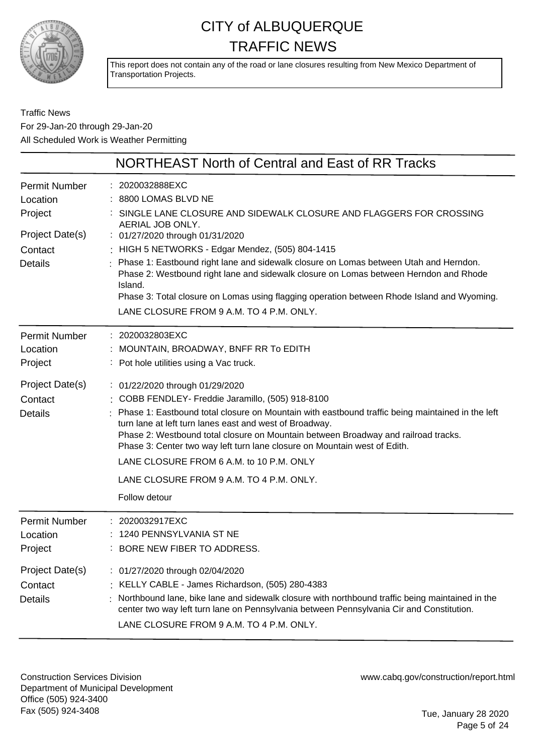# CITY of ALBUQUERQUE TRAFFIC NEWS

This report does not contain any of the road or lane closures resulting from New Mexico Department of Transportation Projects.

Traffic News
For 29-Jan-20 through 29-Jan-20
All Scheduled Work is Weather Permitting

## NORTHEAST North of Central and East of RR Tracks

**Permit Number** : 2020032888EXC
**Location** : 8800 LOMAS BLVD NE
**Project** : SINGLE LANE CLOSURE AND SIDEWALK CLOSURE AND FLAGGERS FOR CROSSING AERIAL JOB ONLY.
**Project Date(s)** : 01/27/2020 through 01/31/2020
**Contact** : HIGH 5 NETWORKS - Edgar Mendez, (505) 804-1415
**Details** : Phase 1: Eastbound right lane and sidewalk closure on Lomas between Utah and Herndon.
Phase 2: Westbound right lane and sidewalk closure on Lomas between Herndon and Rhode Island.
Phase 3: Total closure on Lomas using flagging operation between Rhode Island and Wyoming.
LANE CLOSURE FROM 9 A.M. TO 4 P.M. ONLY.

---

**Permit Number** : 2020032803EXC
**Location** : MOUNTAIN, BROADWAY, BNFF RR To EDITH
**Project** : Pot hole utilities using a Vac truck.
**Project Date(s)** : 01/22/2020 through 01/29/2020
**Contact** : COBB FENDLEY- Freddie Jaramillo, (505) 918-8100
**Details** : Phase 1: Eastbound total closure on Mountain with eastbound traffic being maintained in the left turn lane at left turn lanes east and west of Broadway.
Phase 2: Westbound total closure on Mountain between Broadway and railroad tracks.
Phase 3: Center two way left turn lane closure on Mountain west of Edith.
LANE CLOSURE FROM 6 A.M. to 10 P.M. ONLY
LANE CLOSURE FROM 9 A.M. TO 4 P.M. ONLY.
Follow detour

---

**Permit Number** : 2020032917EXC
**Location** : 1240 PENNSYLVANIA ST NE
**Project** : BORE NEW FIBER TO ADDRESS.
**Project Date(s)** : 01/27/2020 through 02/04/2020
**Contact** : KELLY CABLE - James Richardson, (505) 280-4383
**Details** : Northbound lane, bike lane and sidewalk closure with northbound traffic being maintained in the center two way left turn lane on Pennsylvania between Pennsylvania Cir and Constitution.
LANE CLOSURE FROM 9 A.M. TO 4 P.M. ONLY.

---

Construction Services Division
Department of Municipal Development
Office (505) 924-3400
Fax (505) 924-3408

www.cabq.gov/construction/report.html

Tue, January 28 2020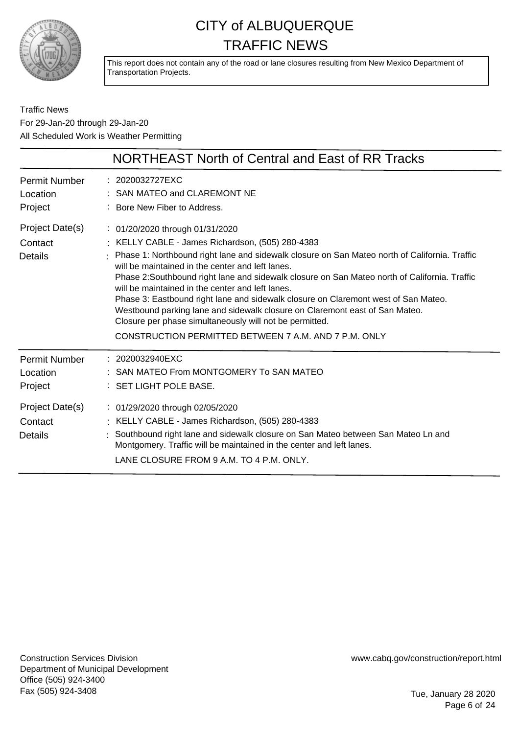# CITY of ALBUQUERQUE TRAFFIC NEWS

This report does not contain any of the road or lane closures resulting from New Mexico Department of Transportation Projects.

Traffic News
For 29-Jan-20 through 29-Jan-20
All Scheduled Work is Weather Permitting

## NORTHEAST North of Central and East of RR Tracks

| | |
|---|---|
| Permit Number | : 2020032727EXC |
| Location | : SAN MATEO and CLAREMONT NE |
| Project | : Bore New Fiber to Address. |
| Project Date(s) | : 01/20/2020 through 01/31/2020 |
| Contact | : KELLY CABLE - James Richardson, (505) 280-4383 |
| Details | : Phase 1: Northbound right lane and sidewalk closure on San Mateo north of California. Traffic will be maintained in the center and left lanes. Phase 2:Southbound right lane and sidewalk closure on San Mateo north of California. Traffic will be maintained in the center and left lanes. Phase 3: Eastbound right lane and sidewalk closure on Claremont west of San Mateo. Westbound parking lane and sidewalk closure on Claremont east of San Mateo. Closure per phase simultaneously will not be permitted. CONSTRUCTION PERMITTED BETWEEN 7 A.M. AND 7 P.M. ONLY |

| | |
|---|---|
| Permit Number | : 2020032940EXC |
| Location | : SAN MATEO From MONTGOMERY To SAN MATEO |
| Project | : SET LIGHT POLE BASE. |
| Project Date(s) | : 01/29/2020 through 02/05/2020 |
| Contact | : KELLY CABLE - James Richardson, (505) 280-4383 |
| Details | : Southbound right lane and sidewalk closure on San Mateo between San Mateo Ln and Montgomery. Traffic will be maintained in the center and left lanes. LANE CLOSURE FROM 9 A.M. TO 4 P.M. ONLY. |

Construction Services Division
Department of Municipal Development
Office (505) 924-3400
Fax (505) 924-3408

www.cabq.gov/construction/report.html

Tue, January 28 2020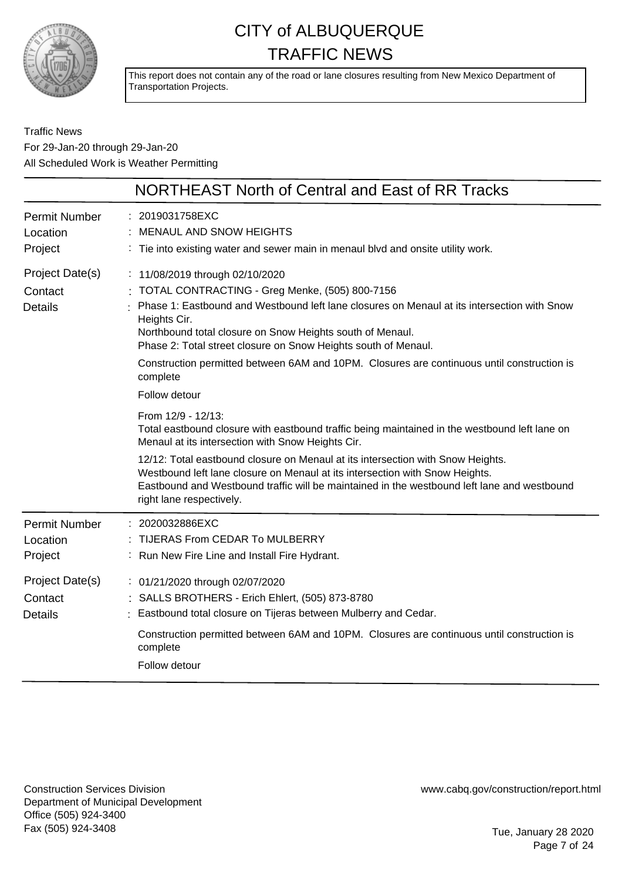# CITY of ALBUQUERQUE TRAFFIC NEWS

This report does not contain any of the road or lane closures resulting from New Mexico Department of Transportation Projects.

Traffic News
For 29-Jan-20 through 29-Jan-20
All Scheduled Work is Weather Permitting

## NORTHEAST North of Central and East of RR Tracks

**Permit Number** : 2019031758EXC
**Location** : MENAUL AND SNOW HEIGHTS
**Project** : Tie into existing water and sewer main in menaul blvd and onsite utility work.

**Project Date(s)** : 11/08/2019 through 02/10/2020
**Contact** : TOTAL CONTRACTING - Greg Menke, (505) 800-7156
**Details** : Phase 1: Eastbound and Westbound left lane closures on Menaul at its intersection with Snow Heights Cir.
Northbound total closure on Snow Heights south of Menaul.
Phase 2: Total street closure on Snow Heights south of Menaul.

Construction permitted between 6AM and 10PM. Closures are continuous until construction is complete

Follow detour

From 12/9 - 12/13:
Total eastbound closure with eastbound traffic being maintained in the westbound left lane on Menaul at its intersection with Snow Heights Cir.

12/12: Total eastbound closure on Menaul at its intersection with Snow Heights.
Westbound left lane closure on Menaul at its intersection with Snow Heights.
Eastbound and Westbound traffic will be maintained in the westbound left lane and westbound right lane respectively.

---

**Permit Number** : 2020032886EXC
**Location** : TIJERAS From CEDAR To MULBERRY
**Project** : Run New Fire Line and Install Fire Hydrant.

**Project Date(s)** : 01/21/2020 through 02/07/2020
**Contact** : SALLS BROTHERS - Erich Ehlert, (505) 873-8780
**Details** : Eastbound total closure on Tijeras between Mulberry and Cedar.

Construction permitted between 6AM and 10PM. Closures are continuous until construction is complete

Follow detour

---

Construction Services Division
Department of Municipal Development
Office (505) 924-3400
Fax (505) 924-3408

www.cabq.gov/construction/report.html

Tue, January 28 2020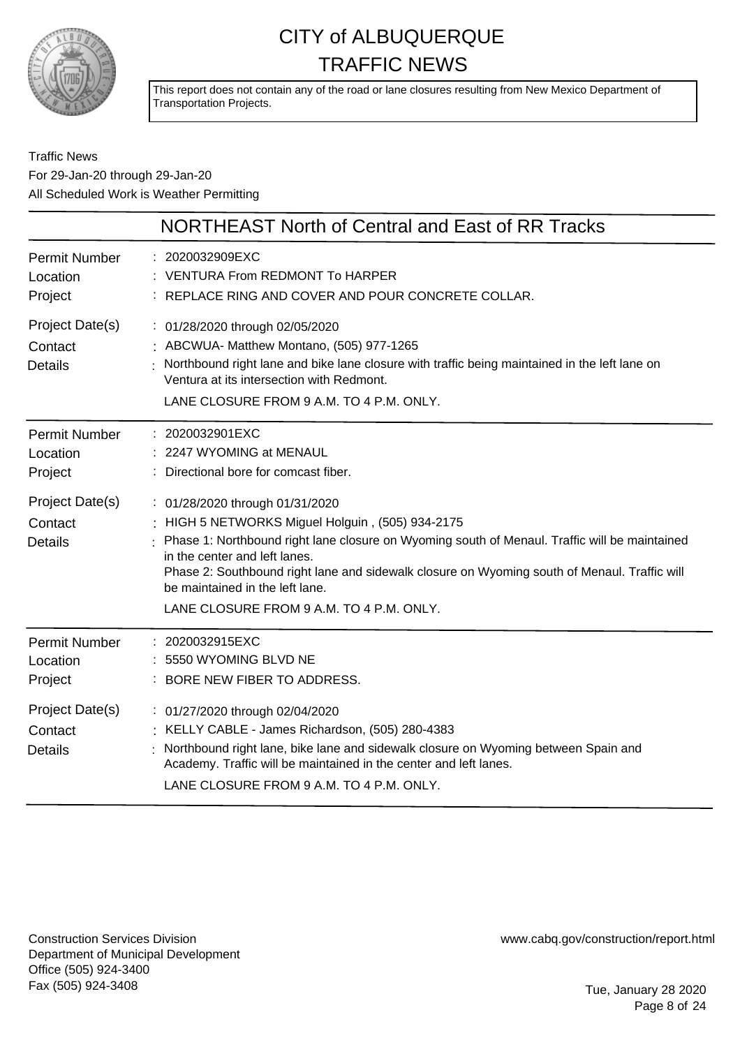# CITY of ALBUQUERQUE
# TRAFFIC NEWS

This report does not contain any of the road or lane closures resulting from New Mexico Department of Transportation Projects.

Traffic News
For 29-Jan-20 through 29-Jan-20
All Scheduled Work is Weather Permitting

## NORTHEAST North of Central and East of RR Tracks

| | |
|---|---|
| Permit Number | : 2020032909EXC |
| Location | : VENTURA From REDMONT To HARPER |
| Project | : REPLACE RING AND COVER AND POUR CONCRETE COLLAR. |
| Project Date(s) | : 01/28/2020 through 02/05/2020 |
| Contact | : ABCWUA- Matthew Montano, (505) 977-1265 |
| Details | : Northbound right lane and bike lane closure with traffic being maintained in the left lane on Ventura at its intersection with Redmont.<br>LANE CLOSURE FROM 9 A.M. TO 4 P.M. ONLY. |

| | |
|---|---|
| Permit Number | : 2020032901EXC |
| Location | : 2247 WYOMING at MENAUL |
| Project | : Directional bore for comcast fiber. |
| Project Date(s) | : 01/28/2020 through 01/31/2020 |
| Contact | : HIGH 5 NETWORKS Miguel Holguin , (505) 934-2175 |
| Details | : Phase 1: Northbound right lane closure on Wyoming south of Menaul. Traffic will be maintained in the center and left lanes.<br>Phase 2: Southbound right lane and sidewalk closure on Wyoming south of Menaul. Traffic will be maintained in the left lane.<br>LANE CLOSURE FROM 9 A.M. TO 4 P.M. ONLY. |

| | |
|---|---|
| Permit Number | : 2020032915EXC |
| Location | : 5550 WYOMING BLVD NE |
| Project | : BORE NEW FIBER TO ADDRESS. |
| Project Date(s) | : 01/27/2020 through 02/04/2020 |
| Contact | : KELLY CABLE - James Richardson, (505) 280-4383 |
| Details | : Northbound right lane, bike lane and sidewalk closure on Wyoming between Spain and Academy. Traffic will be maintained in the center and left lanes.<br>LANE CLOSURE FROM 9 A.M. TO 4 P.M. ONLY. |

Construction Services Division
Department of Municipal Development
Office (505) 924-3400
Fax (505) 924-3408

www.cabq.gov/construction/report.html

Tue, January 28 2020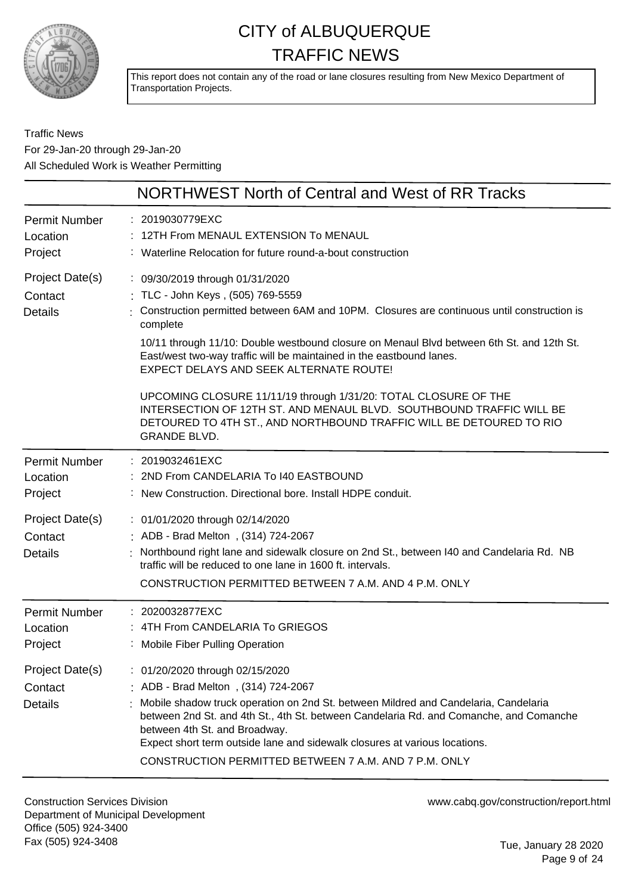# CITY of ALBUQUERQUE
# TRAFFIC NEWS

This report does not contain any of the road or lane closures resulting from New Mexico Department of Transportation Projects.

Traffic News
For 29-Jan-20 through 29-Jan-20
All Scheduled Work is Weather Permitting

## NORTHWEST North of Central and West of RR Tracks

**Permit Number** : 2019030779EXC
**Location** : 12TH From MENAUL EXTENSION To MENAUL
**Project** : Waterline Relocation for future round-a-bout construction
**Project Date(s)** : 09/30/2019 through 01/31/2020
**Contact** : TLC - John Keys , (505) 769-5559
**Details** : Construction permitted between 6AM and 10PM. Closures are continuous until construction is complete

10/11 through 11/10: Double westbound closure on Menaul Blvd between 6th St. and 12th St. East/west two-way traffic will be maintained in the eastbound lanes.
EXPECT DELAYS AND SEEK ALTERNATE ROUTE!

UPCOMING CLOSURE 11/11/19 through 1/31/20: TOTAL CLOSURE OF THE INTERSECTION OF 12TH ST. AND MENAUL BLVD. SOUTHBOUND TRAFFIC WILL BE DETOURED TO 4TH ST., AND NORTHBOUND TRAFFIC WILL BE DETOURED TO RIO GRANDE BLVD.

---

**Permit Number** : 2019032461EXC
**Location** : 2ND From CANDELARIA To I40 EASTBOUND
**Project** : New Construction. Directional bore. Install HDPE conduit.
**Project Date(s)** : 01/01/2020 through 02/14/2020
**Contact** : ADB - Brad Melton , (314) 724-2067
**Details** : Northbound right lane and sidewalk closure on 2nd St., between I40 and Candelaria Rd. NB traffic will be reduced to one lane in 1600 ft. intervals.

CONSTRUCTION PERMITTED BETWEEN 7 A.M. AND 4 P.M. ONLY

---

**Permit Number** : 2020032877EXC
**Location** : 4TH From CANDELARIA To GRIEGOS
**Project** : Mobile Fiber Pulling Operation
**Project Date(s)** : 01/20/2020 through 02/15/2020
**Contact** : ADB - Brad Melton , (314) 724-2067
**Details** : Mobile shadow truck operation on 2nd St. between Mildred and Candelaria, Candelaria between 2nd St. and 4th St., 4th St. between Candelaria Rd. and Comanche, and Comanche between 4th St. and Broadway.
Expect short term outside lane and sidewalk closures at various locations.

CONSTRUCTION PERMITTED BETWEEN 7 A.M. AND 7 P.M. ONLY

---

Construction Services Division
Department of Municipal Development
Office (505) 924-3400
Fax (505) 924-3408

www.cabq.gov/construction/report.html

Tue, January 28 2020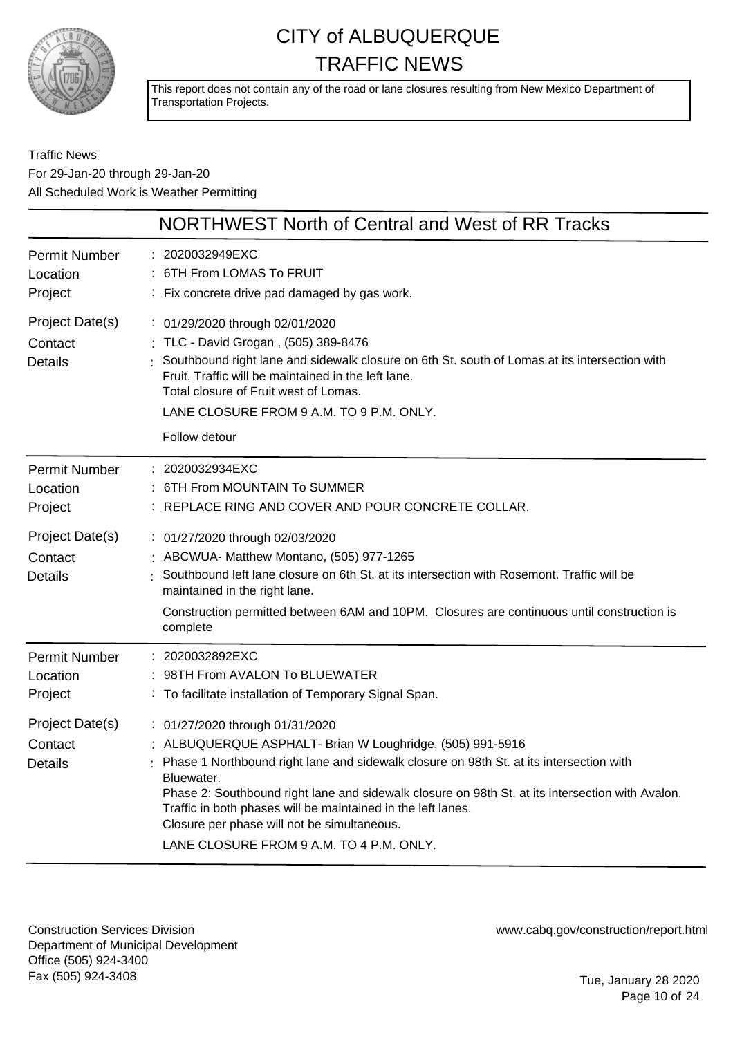# CITY of ALBUQUERQUE TRAFFIC NEWS

This report does not contain any of the road or lane closures resulting from New Mexico Department of Transportation Projects.

Traffic News
For 29-Jan-20 through 29-Jan-20
All Scheduled Work is Weather Permitting

## NORTHWEST North of Central and West of RR Tracks

**Permit Number** : 2020032949EXC
**Location** : 6TH From LOMAS To FRUIT
**Project** : Fix concrete drive pad damaged by gas work.
**Project Date(s)** : 01/29/2020 through 02/01/2020
**Contact** : TLC - David Grogan , (505) 389-8476
**Details** : Southbound right lane and sidewalk closure on 6th St. south of Lomas at its intersection with Fruit. Traffic will be maintained in the left lane.
Total closure of Fruit west of Lomas.
LANE CLOSURE FROM 9 A.M. TO 9 P.M. ONLY.
Follow detour

---

**Permit Number** : 2020032934EXC
**Location** : 6TH From MOUNTAIN To SUMMER
**Project** : REPLACE RING AND COVER AND POUR CONCRETE COLLAR.
**Project Date(s)** : 01/27/2020 through 02/03/2020
**Contact** : ABCWUA- Matthew Montano, (505) 977-1265
**Details** : Southbound left lane closure on 6th St. at its intersection with Rosemont. Traffic will be maintained in the right lane.
Construction permitted between 6AM and 10PM. Closures are continuous until construction is complete

---

**Permit Number** : 2020032892EXC
**Location** : 98TH From AVALON To BLUEWATER
**Project** : To facilitate installation of Temporary Signal Span.
**Project Date(s)** : 01/27/2020 through 01/31/2020
**Contact** : ALBUQUERQUE ASPHALT- Brian W Loughridge, (505) 991-5916
**Details** : Phase 1 Northbound right lane and sidewalk closure on 98th St. at its intersection with Bluewater.
Phase 2: Southbound right lane and sidewalk closure on 98th St. at its intersection with Avalon.
Traffic in both phases will be maintained in the left lanes.
Closure per phase will not be simultaneous.
LANE CLOSURE FROM 9 A.M. TO 4 P.M. ONLY.

---

Construction Services Division
Department of Municipal Development
Office (505) 924-3400
Fax (505) 924-3408

www.cabq.gov/construction/report.html

Tue, January 28 2020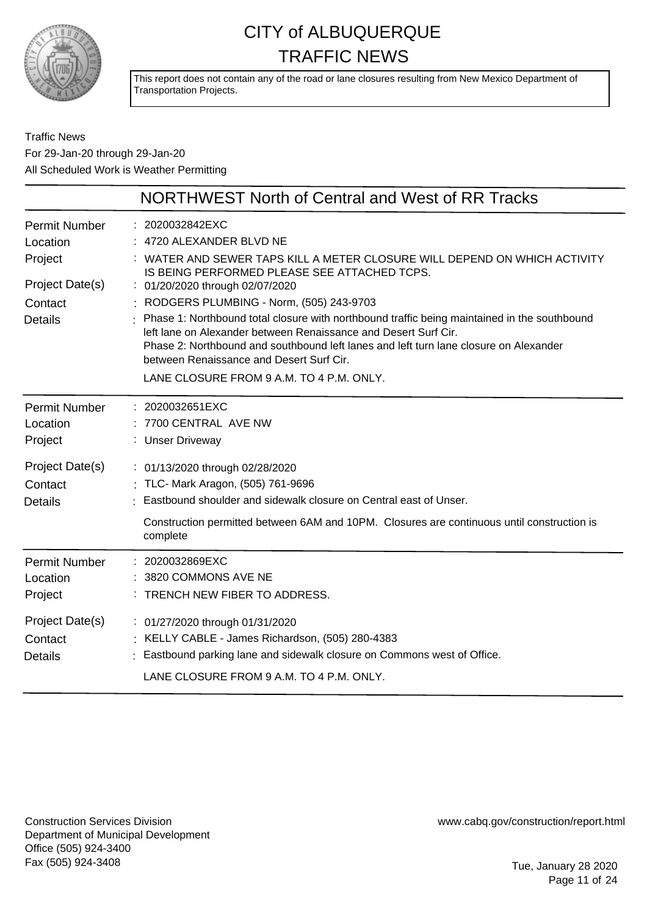# CITY of ALBUQUERQUE
# TRAFFIC NEWS

This report does not contain any of the road or lane closures resulting from New Mexico Department of Transportation Projects.

Traffic News
For 29-Jan-20 through 29-Jan-20
All Scheduled Work is Weather Permitting

## NORTHWEST North of Central and West of RR Tracks

| | |
|---|---|
| Permit Number | : 2020032842EXC |
| Location | : 4720 ALEXANDER BLVD NE |
| Project | : WATER AND SEWER TAPS KILL A METER CLOSURE WILL DEPEND ON WHICH ACTIVITY IS BEING PERFORMED PLEASE SEE ATTACHED TCPS. |
| Project Date(s) | : 01/20/2020 through 02/07/2020 |
| Contact | : RODGERS PLUMBING - Norm, (505) 243-9703 |
| Details | : Phase 1: Northbound total closure with northbound traffic being maintained in the southbound left lane on Alexander between Renaissance and Desert Surf Cir. Phase 2: Northbound and southbound left lanes and left turn lane closure on Alexander between Renaissance and Desert Surf Cir. LANE CLOSURE FROM 9 A.M. TO 4 P.M. ONLY. |

| | |
|---|---|
| Permit Number | : 2020032651EXC |
| Location | : 7700 CENTRAL AVE NW |
| Project | : Unser Driveway |
| Project Date(s) | : 01/13/2020 through 02/28/2020 |
| Contact | : TLC- Mark Aragon, (505) 761-9696 |
| Details | : Eastbound shoulder and sidewalk closure on Central east of Unser. Construction permitted between 6AM and 10PM. Closures are continuous until construction is complete |

| | |
|---|---|
| Permit Number | : 2020032869EXC |
| Location | : 3820 COMMONS AVE NE |
| Project | : TRENCH NEW FIBER TO ADDRESS. |
| Project Date(s) | : 01/27/2020 through 01/31/2020 |
| Contact | : KELLY CABLE - James Richardson, (505) 280-4383 |
| Details | : Eastbound parking lane and sidewalk closure on Commons west of Office. LANE CLOSURE FROM 9 A.M. TO 4 P.M. ONLY. |

Construction Services Division
Department of Municipal Development
Office (505) 924-3400
Fax (505) 924-3408

www.cabq.gov/construction/report.html

Tue, January 28 2020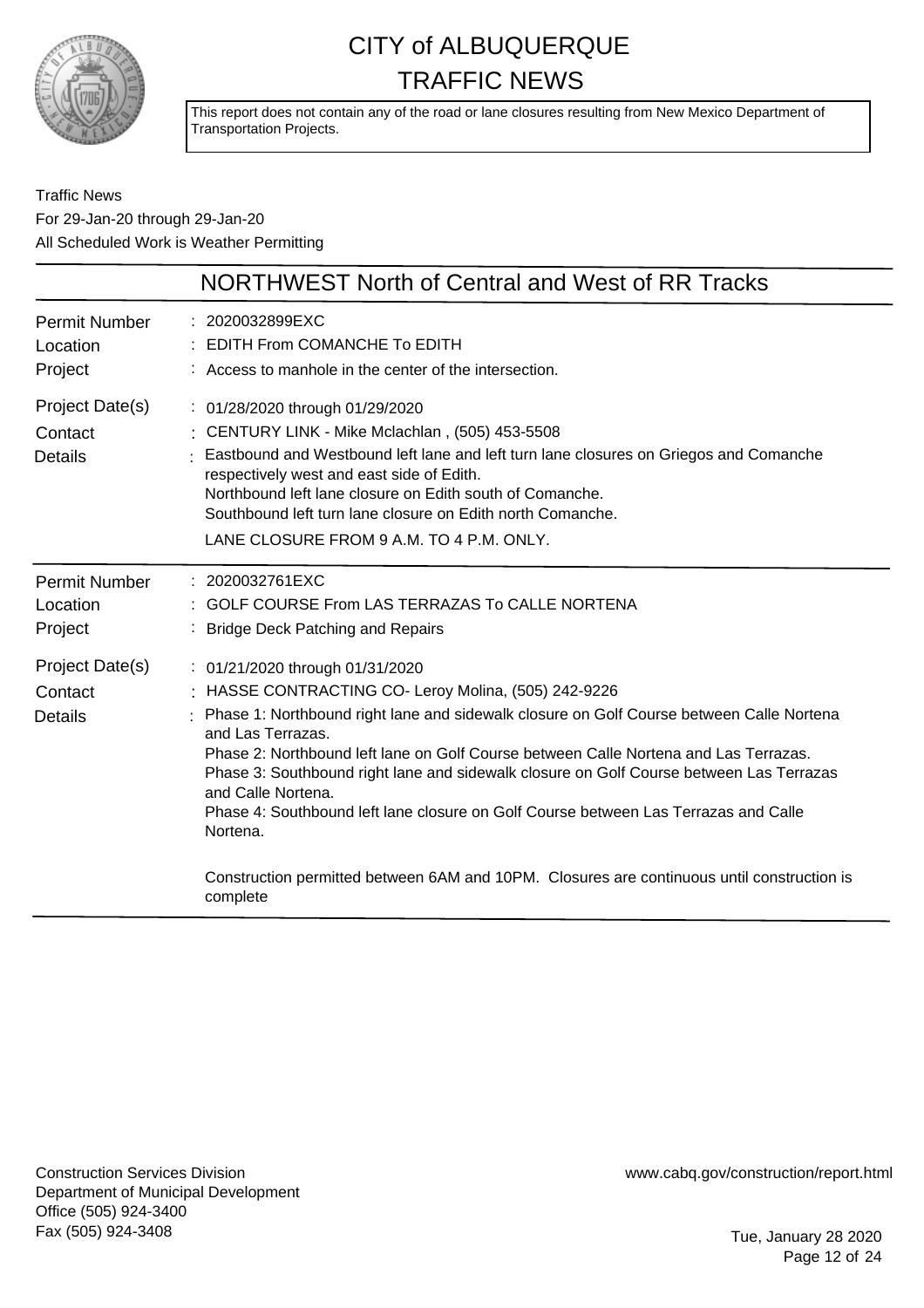# CITY of ALBUQUERQUE TRAFFIC NEWS

This report does not contain any of the road or lane closures resulting from New Mexico Department of Transportation Projects.

Traffic News
For 29-Jan-20 through 29-Jan-20
All Scheduled Work is Weather Permitting

## NORTHWEST North of Central and West of RR Tracks

**Permit Number** : 2020032899EXC
**Location** : EDITH From COMANCHE To EDITH
**Project** : Access to manhole in the center of the intersection.
**Project Date(s)** : 01/28/2020 through 01/29/2020
**Contact** : CENTURY LINK - Mike Mclachlan , (505) 453-5508
**Details** : Eastbound and Westbound left lane and left turn lane closures on Griegos and Comanche respectively west and east side of Edith.
Northbound left lane closure on Edith south of Comanche.
Southbound left turn lane closure on Edith north Comanche.
LANE CLOSURE FROM 9 A.M. TO 4 P.M. ONLY.

---

**Permit Number** : 2020032761EXC
**Location** : GOLF COURSE From LAS TERRAZAS To CALLE NORTENA
**Project** : Bridge Deck Patching and Repairs
**Project Date(s)** : 01/21/2020 through 01/31/2020
**Contact** : HASSE CONTRACTING CO- Leroy Molina, (505) 242-9226
**Details** : Phase 1: Northbound right lane and sidewalk closure on Golf Course between Calle Nortena and Las Terrazas.
Phase 2: Northbound left lane on Golf Course between Calle Nortena and Las Terrazas.
Phase 3: Southbound right lane and sidewalk closure on Golf Course between Las Terrazas and Calle Nortena.
Phase 4: Southbound left lane closure on Golf Course between Las Terrazas and Calle Nortena.

Construction permitted between 6AM and 10PM. Closures are continuous until construction is complete

---

Construction Services Division
Department of Municipal Development
Office (505) 924-3400
Fax (505) 924-3408

www.cabq.gov/construction/report.html

Tue, January 28 2020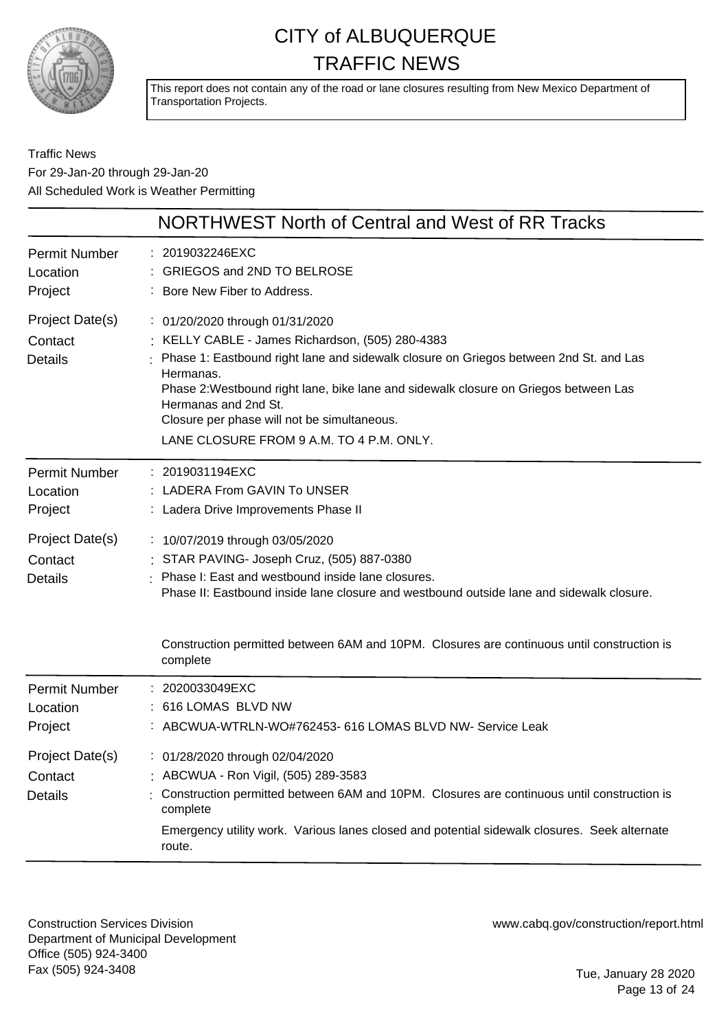# CITY of ALBUQUERQUE TRAFFIC NEWS

This report does not contain any of the road or lane closures resulting from New Mexico Department of Transportation Projects.

Traffic News
For 29-Jan-20 through 29-Jan-20
All Scheduled Work is Weather Permitting

## NORTHWEST North of Central and West of RR Tracks

| | |
|---|---|
| Permit Number | 2019032246EXC |
| Location | GRIEGOS and 2ND TO BELROSE |
| Project | Bore New Fiber to Address. |
| Project Date(s) | 01/20/2020 through 01/31/2020 |
| Contact | KELLY CABLE - James Richardson, (505) 280-4383 |
| Details | Phase 1: Eastbound right lane and sidewalk closure on Griegos between 2nd St. and Las Hermanas.<br>Phase 2:Westbound right lane, bike lane and sidewalk closure on Griegos between Las Hermanas and 2nd St.<br>Closure per phase will not be simultaneous.<br>LANE CLOSURE FROM 9 A.M. TO 4 P.M. ONLY. |

| | |
|---|---|
| Permit Number | 2019031194EXC |
| Location | LADERA From GAVIN To UNSER |
| Project | Ladera Drive Improvements Phase II |
| Project Date(s) | 10/07/2019 through 03/05/2020 |
| Contact | STAR PAVING- Joseph Cruz, (505) 887-0380 |
| Details | Phase I: East and westbound inside lane closures.<br>Phase II: Eastbound inside lane closure and westbound outside lane and sidewalk closure.<br>Construction permitted between 6AM and 10PM. Closures are continuous until construction is complete |

| | |
|---|---|
| Permit Number | 2020033049EXC |
| Location | 616 LOMAS BLVD NW |
| Project | ABCWUA-WTRLN-WO#762453- 616 LOMAS BLVD NW- Service Leak |
| Project Date(s) | 01/28/2020 through 02/04/2020 |
| Contact | ABCWUA - Ron Vigil, (505) 289-3583 |
| Details | Construction permitted between 6AM and 10PM. Closures are continuous until construction is complete<br>Emergency utility work. Various lanes closed and potential sidewalk closures. Seek alternate route. |

Construction Services Division
Department of Municipal Development
Office (505) 924-3400
Fax (505) 924-3408

www.cabq.gov/construction/report.html

Tue, January 28 2020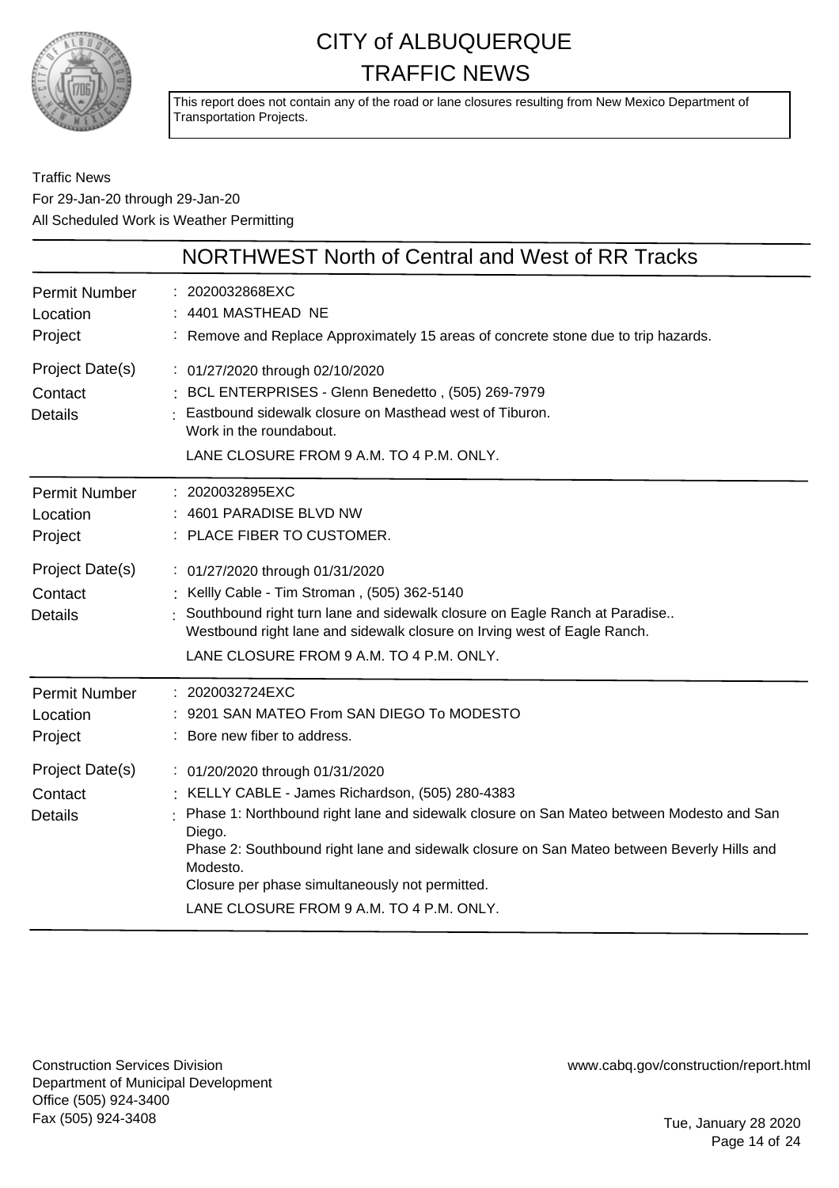# CITY of ALBUQUERQUE TRAFFIC NEWS

This report does not contain any of the road or lane closures resulting from New Mexico Department of Transportation Projects.

Traffic News
For 29-Jan-20 through 29-Jan-20
All Scheduled Work is Weather Permitting

## NORTHWEST North of Central and West of RR Tracks

| | |
|---|---|
| Permit Number | 2020032868EXC |
| Location | 4401 MASTHEAD NE |
| Project | Remove and Replace Approximately 15 areas of concrete stone due to trip hazards. |
| Project Date(s) | 01/27/2020 through 02/10/2020 |
| Contact | BCL ENTERPRISES - Glenn Benedetto , (505) 269-7979 |
| Details | Eastbound sidewalk closure on Masthead west of Tiburon.<br>Work in the roundabout.<br>LANE CLOSURE FROM 9 A.M. TO 4 P.M. ONLY. |

| | |
|---|---|
| Permit Number | 2020032895EXC |
| Location | 4601 PARADISE BLVD NW |
| Project | PLACE FIBER TO CUSTOMER. |
| Project Date(s) | 01/27/2020 through 01/31/2020 |
| Contact | Kellly Cable - Tim Stroman , (505) 362-5140 |
| Details | Southbound right turn lane and sidewalk closure on Eagle Ranch at Paradise..<br>Westbound right lane and sidewalk closure on Irving west of Eagle Ranch.<br>LANE CLOSURE FROM 9 A.M. TO 4 P.M. ONLY. |

| | |
|---|---|
| Permit Number | 2020032724EXC |
| Location | 9201 SAN MATEO From SAN DIEGO To MODESTO |
| Project | Bore new fiber to address. |
| Project Date(s) | 01/20/2020 through 01/31/2020 |
| Contact | KELLY CABLE - James Richardson, (505) 280-4383 |
| Details | Phase 1: Northbound right lane and sidewalk closure on San Mateo between Modesto and San Diego.<br>Phase 2: Southbound right lane and sidewalk closure on San Mateo between Beverly Hills and Modesto.<br>Closure per phase simultaneously not permitted.<br>LANE CLOSURE FROM 9 A.M. TO 4 P.M. ONLY. |

Construction Services Division
Department of Municipal Development
Office (505) 924-3400
Fax (505) 924-3408

www.cabq.gov/construction/report.html

Tue, January 28 2020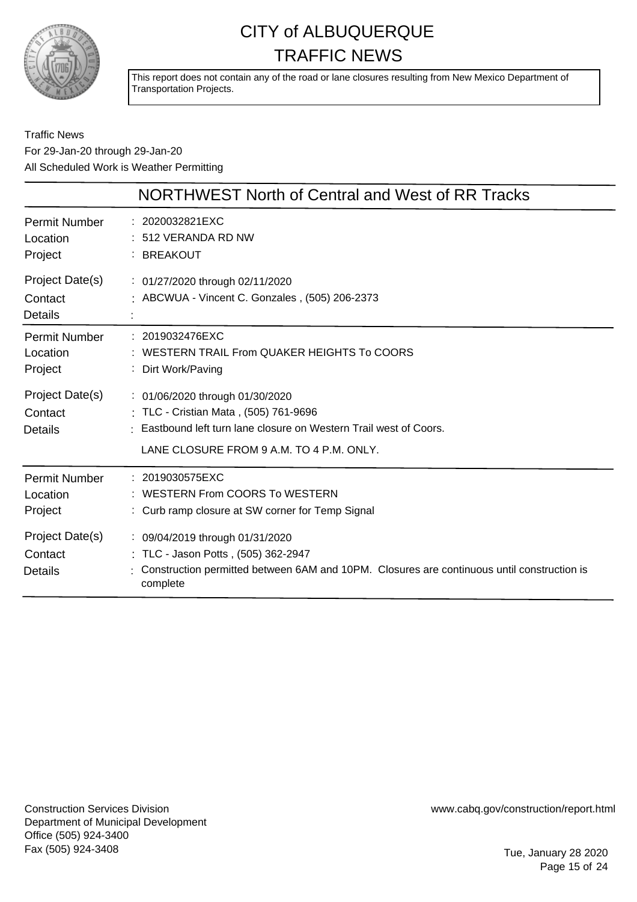# CITY of ALBUQUERQUE TRAFFIC NEWS

This report does not contain any of the road or lane closures resulting from New Mexico Department of Transportation Projects.

Traffic News
For 29-Jan-20 through 29-Jan-20
All Scheduled Work is Weather Permitting

## NORTHWEST North of Central and West of RR Tracks

| | |
|---|---|
| Permit Number | : 2020032821EXC |
| Location | : 512 VERANDA RD NW |
| Project | : BREAKOUT |
| Project Date(s) | : 01/27/2020 through 02/11/2020 |
| Contact | : ABCWUA - Vincent C. Gonzales , (505) 206-2373 |
| Details | : |

| | |
|---|---|
| Permit Number | : 2019032476EXC |
| Location | : WESTERN TRAIL From QUAKER HEIGHTS To COORS |
| Project | : Dirt Work/Paving |
| Project Date(s) | : 01/06/2020 through 01/30/2020 |
| Contact | : TLC - Cristian Mata , (505) 761-9696 |
| Details | : Eastbound left turn lane closure on Western Trail west of Coors. LANE CLOSURE FROM 9 A.M. TO 4 P.M. ONLY. |

| | |
|---|---|
| Permit Number | : 2019030575EXC |
| Location | : WESTERN From COORS To WESTERN |
| Project | : Curb ramp closure at SW corner for Temp Signal |
| Project Date(s) | : 09/04/2019 through 01/31/2020 |
| Contact | : TLC - Jason Potts , (505) 362-2947 |
| Details | : Construction permitted between 6AM and 10PM. Closures are continuous until construction is complete |

Construction Services Division
Department of Municipal Development
Office (505) 924-3400
Fax (505) 924-3408

www.cabq.gov/construction/report.html

Tue, January 28 2020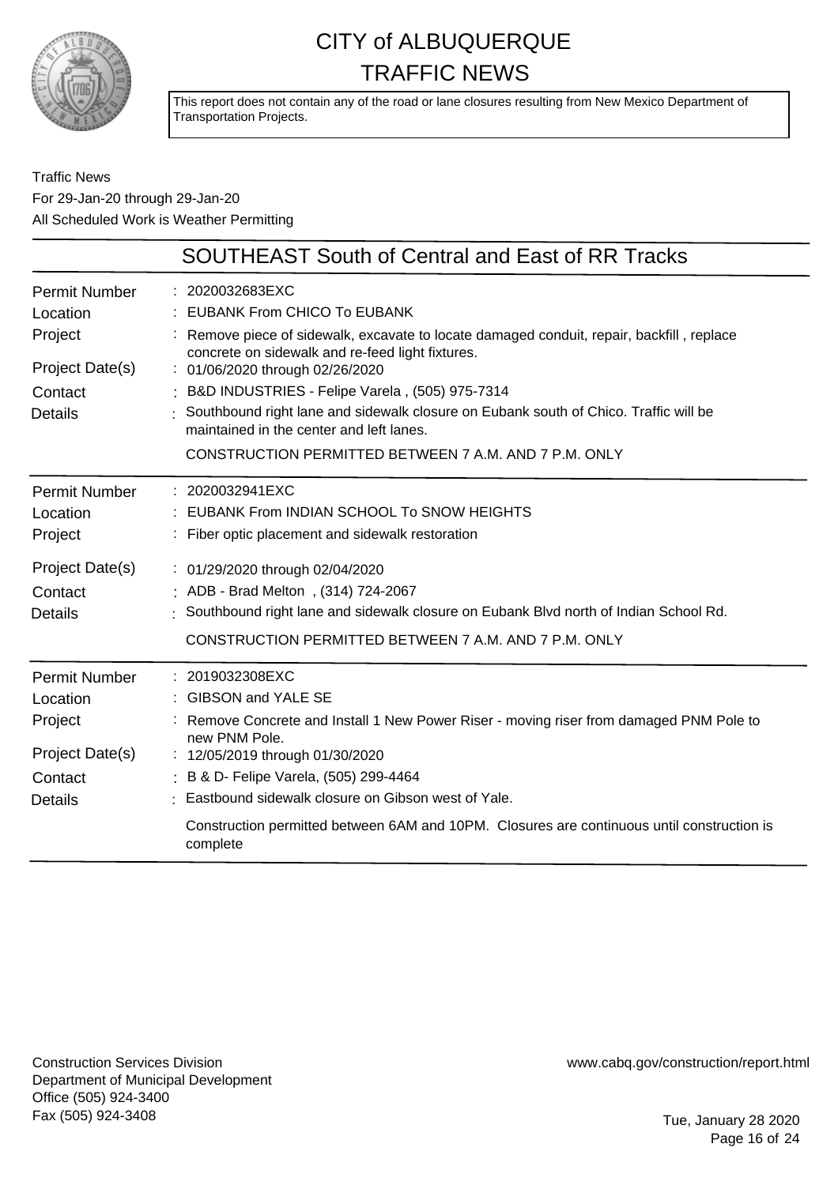# CITY of ALBUQUERQUE
# TRAFFIC NEWS

This report does not contain any of the road or lane closures resulting from New Mexico Department of Transportation Projects.

Traffic News
For 29-Jan-20 through 29-Jan-20
All Scheduled Work is Weather Permitting

## SOUTHEAST South of Central and East of RR Tracks

| | |
|---|---|
| Permit Number | : 2020032683EXC |
| Location | : EUBANK From CHICO To EUBANK |
| Project | : Remove piece of sidewalk, excavate to locate damaged conduit, repair, backfill , replace concrete on sidewalk and re-feed light fixtures. |
| Project Date(s) | : 01/06/2020 through 02/26/2020 |
| Contact | : B&D INDUSTRIES - Felipe Varela , (505) 975-7314 |
| Details | : Southbound right lane and sidewalk closure on Eubank south of Chico. Traffic will be maintained in the center and left lanes.<br>CONSTRUCTION PERMITTED BETWEEN 7 A.M. AND 7 P.M. ONLY |

| | |
|---|---|
| Permit Number | : 2020032941EXC |
| Location | : EUBANK From INDIAN SCHOOL To SNOW HEIGHTS |
| Project | : Fiber optic placement and sidewalk restoration |
| Project Date(s) | : 01/29/2020 through 02/04/2020 |
| Contact | : ADB - Brad Melton , (314) 724-2067 |
| Details | : Southbound right lane and sidewalk closure on Eubank Blvd north of Indian School Rd.<br>CONSTRUCTION PERMITTED BETWEEN 7 A.M. AND 7 P.M. ONLY |

| | |
|---|---|
| Permit Number | : 2019032308EXC |
| Location | : GIBSON and YALE SE |
| Project | : Remove Concrete and Install 1 New Power Riser - moving riser from damaged PNM Pole to new PNM Pole. |
| Project Date(s) | : 12/05/2019 through 01/30/2020 |
| Contact | : B & D- Felipe Varela, (505) 299-4464 |
| Details | : Eastbound sidewalk closure on Gibson west of Yale.<br>Construction permitted between 6AM and 10PM. Closures are continuous until construction is complete |

Construction Services Division
Department of Municipal Development
Office (505) 924-3400
Fax (505) 924-3408

www.cabq.gov/construction/report.html

Tue, January 28 2020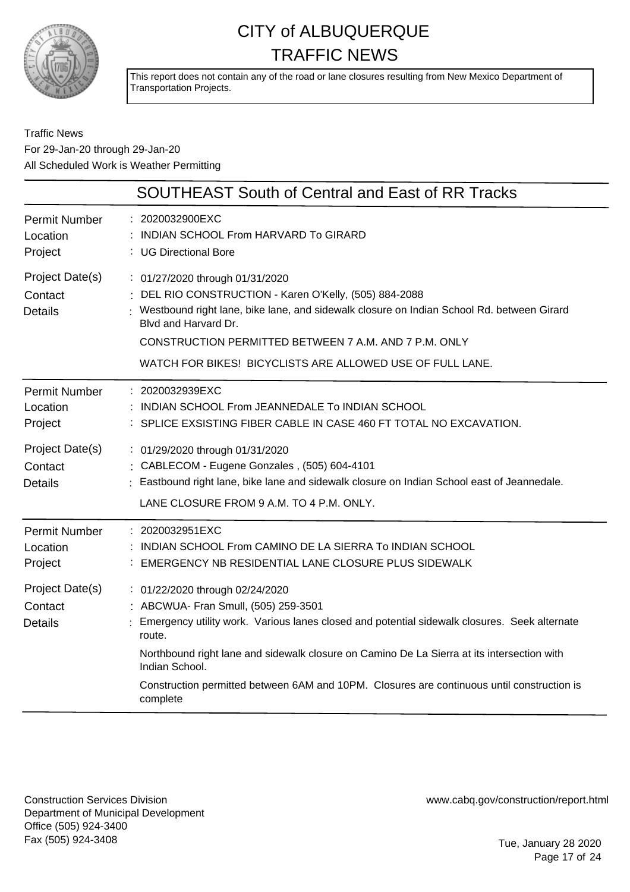# CITY of ALBUQUERQUE
# TRAFFIC NEWS

This report does not contain any of the road or lane closures resulting from New Mexico Department of Transportation Projects.

Traffic News
For 29-Jan-20 through 29-Jan-20
All Scheduled Work is Weather Permitting

## SOUTHEAST South of Central and East of RR Tracks

**Permit Number** : 2020032900EXC
**Location** : INDIAN SCHOOL From HARVARD To GIRARD
**Project** : UG Directional Bore
**Project Date(s)** : 01/27/2020 through 01/31/2020
**Contact** : DEL RIO CONSTRUCTION - Karen O'Kelly, (505) 884-2088
**Details** : Westbound right lane, bike lane, and sidewalk closure on Indian School Rd. between Girard Blvd and Harvard Dr.

CONSTRUCTION PERMITTED BETWEEN 7 A.M. AND 7 P.M. ONLY

WATCH FOR BIKES! BICYCLISTS ARE ALLOWED USE OF FULL LANE.

---

**Permit Number** : 2020032939EXC
**Location** : INDIAN SCHOOL From JEANNEDALE To INDIAN SCHOOL
**Project** : SPLICE EXSISTING FIBER CABLE IN CASE 460 FT TOTAL NO EXCAVATION.
**Project Date(s)** : 01/29/2020 through 01/31/2020
**Contact** : CABLECOM - Eugene Gonzales , (505) 604-4101
**Details** : Eastbound right lane, bike lane and sidewalk closure on Indian School east of Jeannedale.

LANE CLOSURE FROM 9 A.M. TO 4 P.M. ONLY.

---

**Permit Number** : 2020032951EXC
**Location** : INDIAN SCHOOL From CAMINO DE LA SIERRA To INDIAN SCHOOL
**Project** : EMERGENCY NB RESIDENTIAL LANE CLOSURE PLUS SIDEWALK
**Project Date(s)** : 01/22/2020 through 02/24/2020
**Contact** : ABCWUA- Fran Smull, (505) 259-3501
**Details** : Emergency utility work. Various lanes closed and potential sidewalk closures. Seek alternate route.

Northbound right lane and sidewalk closure on Camino De La Sierra at its intersection with Indian School.

Construction permitted between 6AM and 10PM. Closures are continuous until construction is complete

---

Construction Services Division
Department of Municipal Development
Office (505) 924-3400
Fax (505) 924-3408

www.cabq.gov/construction/report.html

Tue, January 28 2020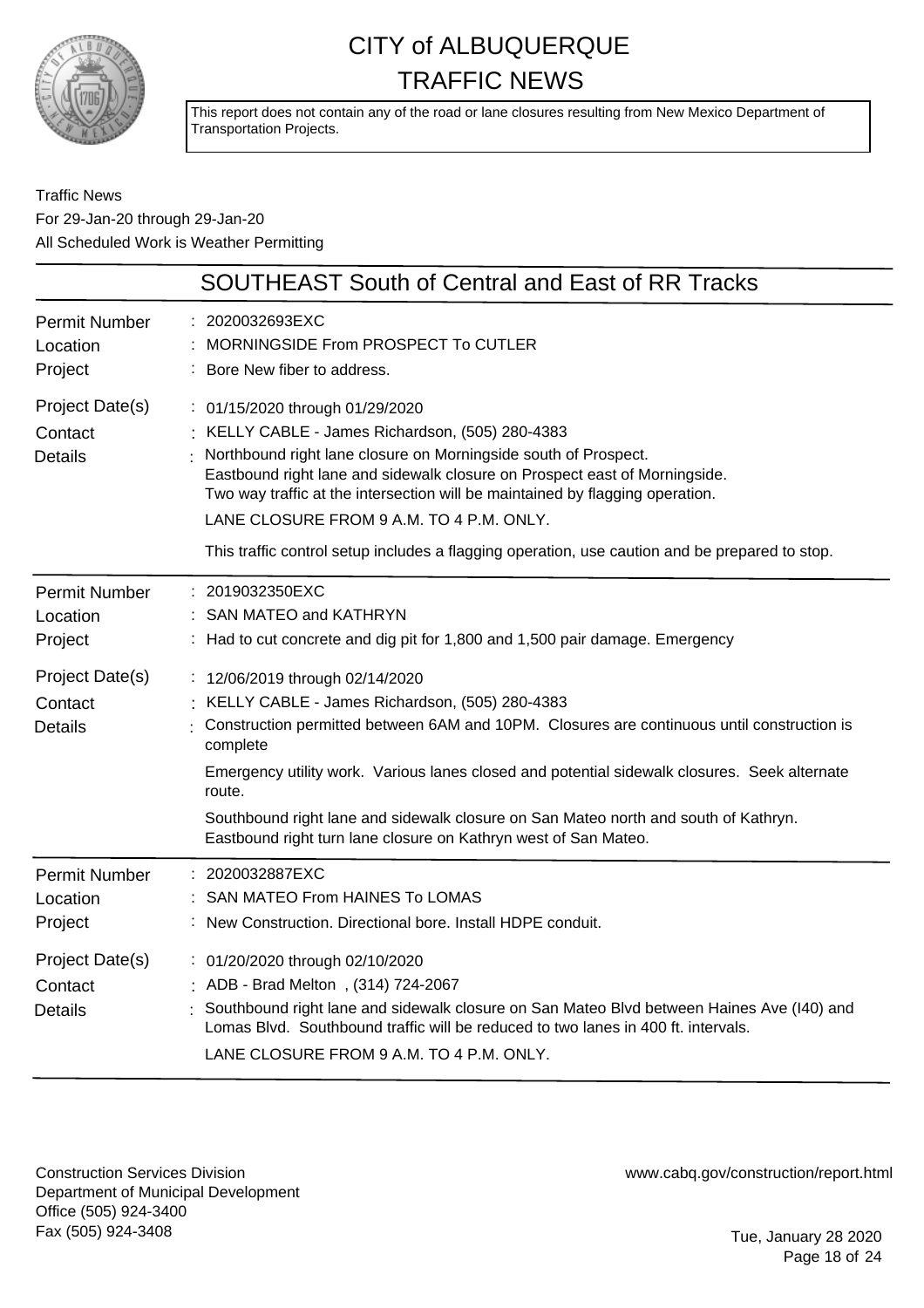# CITY of ALBUQUERQUE
# TRAFFIC NEWS

This report does not contain any of the road or lane closures resulting from New Mexico Department of Transportation Projects.

Traffic News
For 29-Jan-20 through 29-Jan-20
All Scheduled Work is Weather Permitting

## SOUTHEAST South of Central and East of RR Tracks

**Permit Number** : 2020032693EXC
**Location** : MORNINGSIDE From PROSPECT To CUTLER
**Project** : Bore New fiber to address.
**Project Date(s)** : 01/15/2020 through 01/29/2020
**Contact** : KELLY CABLE - James Richardson, (505) 280-4383
**Details** : Northbound right lane closure on Morningside south of Prospect.
Eastbound right lane and sidewalk closure on Prospect east of Morningside.
Two way traffic at the intersection will be maintained by flagging operation.

LANE CLOSURE FROM 9 A.M. TO 4 P.M. ONLY.

This traffic control setup includes a flagging operation, use caution and be prepared to stop.

---

**Permit Number** : 2019032350EXC
**Location** : SAN MATEO and KATHRYN
**Project** : Had to cut concrete and dig pit for 1,800 and 1,500 pair damage. Emergency
**Project Date(s)** : 12/06/2019 through 02/14/2020
**Contact** : KELLY CABLE - James Richardson, (505) 280-4383
**Details** : Construction permitted between 6AM and 10PM. Closures are continuous until construction is complete

Emergency utility work. Various lanes closed and potential sidewalk closures. Seek alternate route.

Southbound right lane and sidewalk closure on San Mateo north and south of Kathryn.
Eastbound right turn lane closure on Kathryn west of San Mateo.

---

**Permit Number** : 2020032887EXC
**Location** : SAN MATEO From HAINES To LOMAS
**Project** : New Construction. Directional bore. Install HDPE conduit.
**Project Date(s)** : 01/20/2020 through 02/10/2020
**Contact** : ADB - Brad Melton , (314) 724-2067
**Details** : Southbound right lane and sidewalk closure on San Mateo Blvd between Haines Ave (I40) and Lomas Blvd. Southbound traffic will be reduced to two lanes in 400 ft. intervals.

LANE CLOSURE FROM 9 A.M. TO 4 P.M. ONLY.

---

Construction Services Division
Department of Municipal Development
Office (505) 924-3400
Fax (505) 924-3408

www.cabq.gov/construction/report.html

Tue, January 28 2020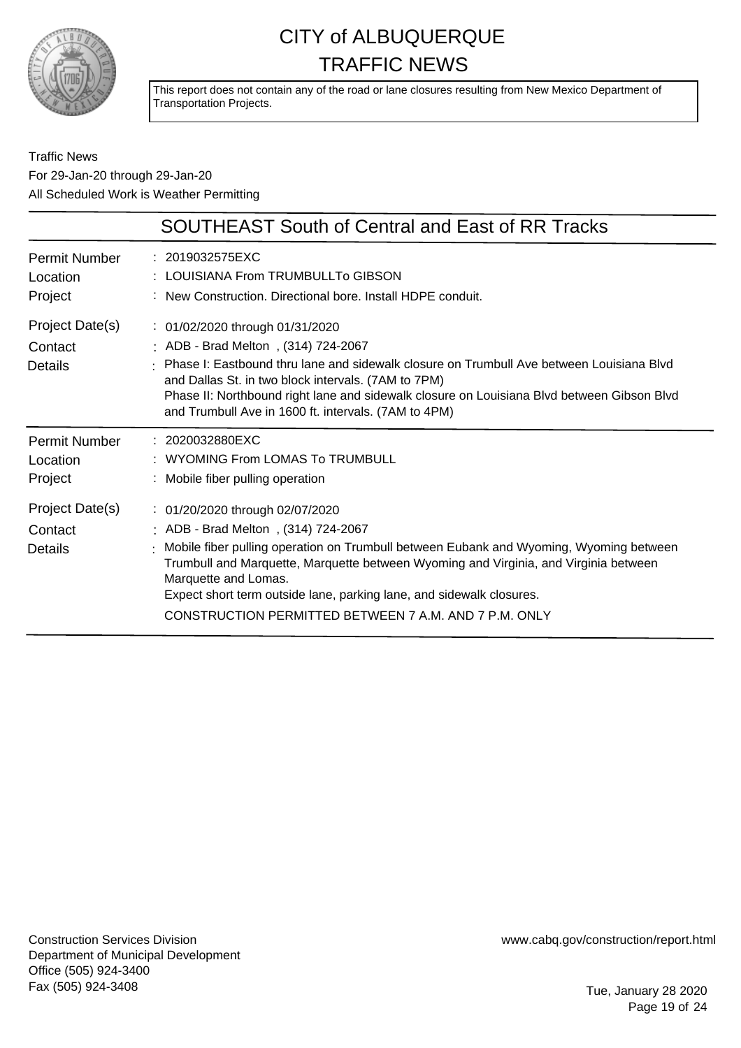# CITY of ALBUQUERQUE TRAFFIC NEWS

This report does not contain any of the road or lane closures resulting from New Mexico Department of Transportation Projects.

Traffic News
For 29-Jan-20 through 29-Jan-20
All Scheduled Work is Weather Permitting

## SOUTHEAST South of Central and East of RR Tracks

| | |
|---|---|
| Permit Number | 2019032575EXC |
| Location | LOUISIANA From TRUMBULLTo GIBSON |
| Project | New Construction. Directional bore. Install HDPE conduit. |
| Project Date(s) | 01/02/2020 through 01/31/2020 |
| Contact | ADB - Brad Melton , (314) 724-2067 |
| Details | Phase I: Eastbound thru lane and sidewalk closure on Trumbull Ave between Louisiana Blvd and Dallas St. in two block intervals. (7AM to 7PM)<br>Phase II: Northbound right lane and sidewalk closure on Louisiana Blvd between Gibson Blvd and Trumbull Ave in 1600 ft. intervals. (7AM to 4PM) |

| | |
|---|---|
| Permit Number | 2020032880EXC |
| Location | WYOMING From LOMAS To TRUMBULL |
| Project | Mobile fiber pulling operation |
| Project Date(s) | 01/20/2020 through 02/07/2020 |
| Contact | ADB - Brad Melton , (314) 724-2067 |
| Details | Mobile fiber pulling operation on Trumbull between Eubank and Wyoming, Wyoming between Trumbull and Marquette, Marquette between Wyoming and Virginia, and Virginia between Marquette and Lomas.<br>Expect short term outside lane, parking lane, and sidewalk closures.<br>CONSTRUCTION PERMITTED BETWEEN 7 A.M. AND 7 P.M. ONLY |

Construction Services Division
Department of Municipal Development
Office (505) 924-3400
Fax (505) 924-3408

www.cabq.gov/construction/report.html

Tue, January 28 2020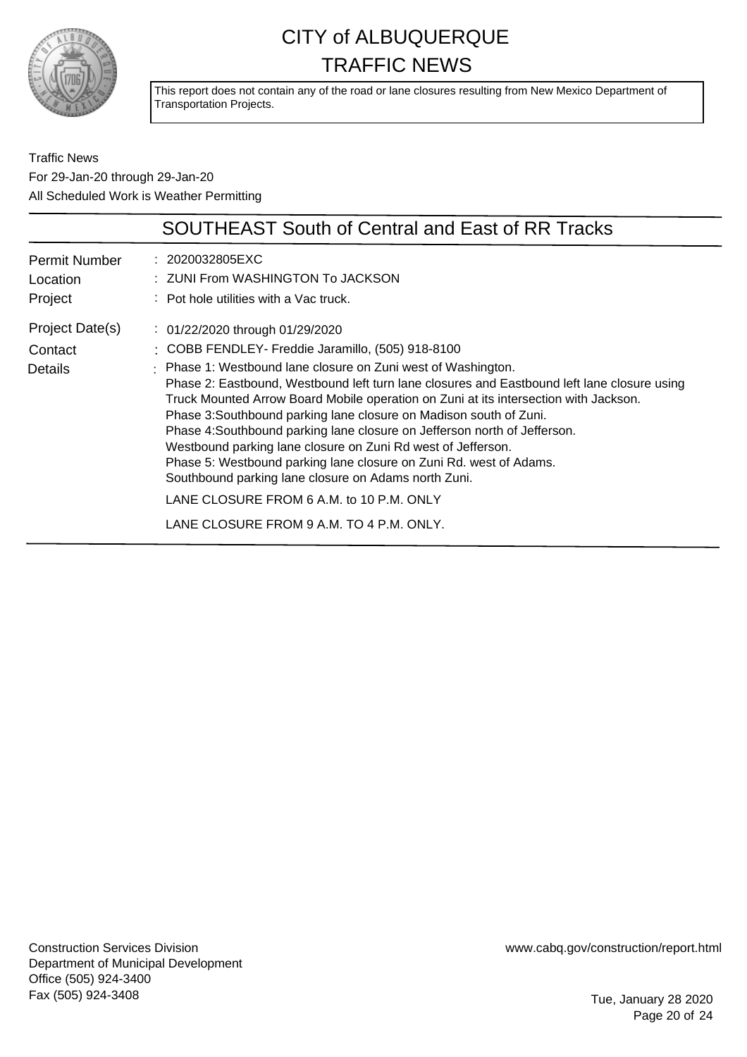# CITY of ALBUQUERQUE
# TRAFFIC NEWS

This report does not contain any of the road or lane closures resulting from New Mexico Department of Transportation Projects.

Traffic News
For 29-Jan-20 through 29-Jan-20
All Scheduled Work is Weather Permitting

## SOUTHEAST South of Central and East of RR Tracks

| | |
|---|---|
| Permit Number | : 2020032805EXC |
| Location | : ZUNI From WASHINGTON To JACKSON |
| Project | : Pot hole utilities with a Vac truck. |
| Project Date(s) | : 01/22/2020 through 01/29/2020 |
| Contact | : COBB FENDLEY- Freddie Jaramillo, (505) 918-8100 |
| Details | : Phase 1: Westbound lane closure on Zuni west of Washington.<br>Phase 2: Eastbound, Westbound left turn lane closures and Eastbound left lane closure using Truck Mounted Arrow Board Mobile operation on Zuni at its intersection with Jackson.<br>Phase 3:Southbound parking lane closure on Madison south of Zuni.<br>Phase 4:Southbound parking lane closure on Jefferson north of Jefferson.<br>Westbound parking lane closure on Zuni Rd west of Jefferson.<br>Phase 5: Westbound parking lane closure on Zuni Rd. west of Adams.<br>Southbound parking lane closure on Adams north Zuni.<br>LANE CLOSURE FROM 6 A.M. to 10 P.M. ONLY<br>LANE CLOSURE FROM 9 A.M. TO 4 P.M. ONLY. |

Construction Services Division
Department of Municipal Development
Office (505) 924-3400
Fax (505) 924-3408

www.cabq.gov/construction/report.html

Tue, January 28 2020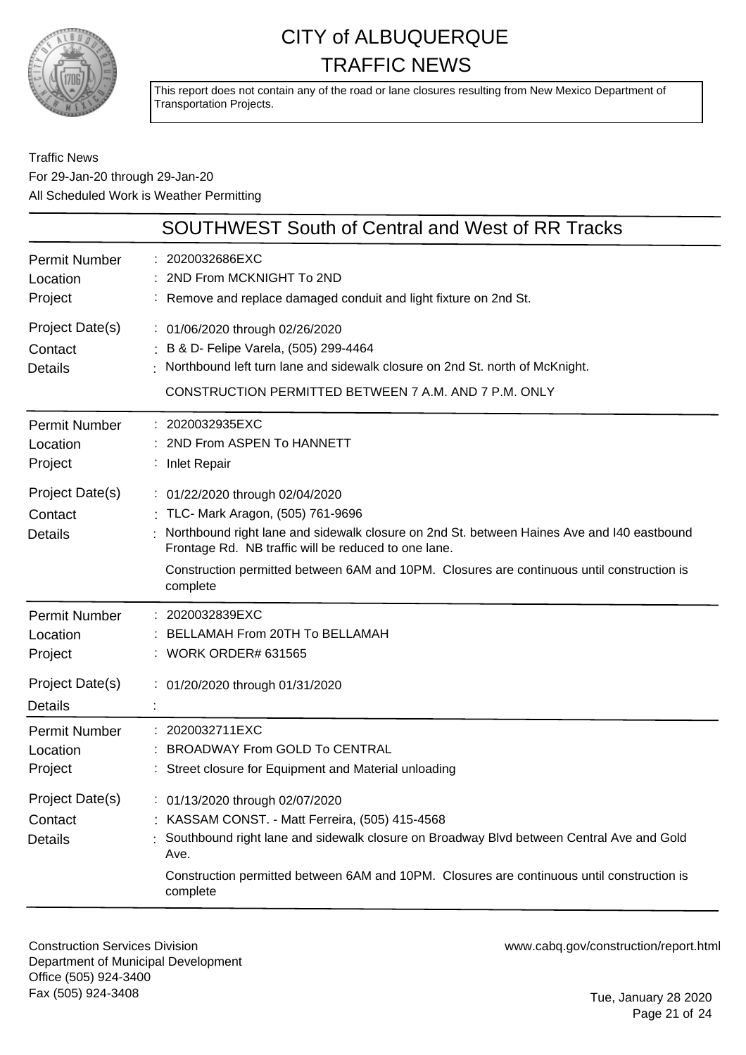# CITY of ALBUQUERQUE
# TRAFFIC NEWS

This report does not contain any of the road or lane closures resulting from New Mexico Department of Transportation Projects.

Traffic News
For 29-Jan-20 through 29-Jan-20
All Scheduled Work is Weather Permitting

## SOUTHWEST South of Central and West of RR Tracks

| | |
|---|---|
| Permit Number | 2020032686EXC |
| Location | 2ND From MCKNIGHT To 2ND |
| Project | Remove and replace damaged conduit and light fixture on 2nd St. |
| Project Date(s) | 01/06/2020 through 02/26/2020 |
| Contact | B & D- Felipe Varela, (505) 299-4464 |
| Details | Northbound left turn lane and sidewalk closure on 2nd St. north of McKnight.<br>CONSTRUCTION PERMITTED BETWEEN 7 A.M. AND 7 P.M. ONLY |

| | |
|---|---|
| Permit Number | 2020032935EXC |
| Location | 2ND From ASPEN To HANNETT |
| Project | Inlet Repair |
| Project Date(s) | 01/22/2020 through 02/04/2020 |
| Contact | TLC- Mark Aragon, (505) 761-9696 |
| Details | Northbound right lane and sidewalk closure on 2nd St. between Haines Ave and I40 eastbound Frontage Rd. NB traffic will be reduced to one lane.<br>Construction permitted between 6AM and 10PM. Closures are continuous until construction is complete |

| | |
|---|---|
| Permit Number | 2020032839EXC |
| Location | BELLAMAH From 20TH To BELLAMAH |
| Project | WORK ORDER# 631565 |
| Project Date(s) | 01/20/2020 through 01/31/2020 |
| Details | |

| | |
|---|---|
| Permit Number | 2020032711EXC |
| Location | BROADWAY From GOLD To CENTRAL |
| Project | Street closure for Equipment and Material unloading |
| Project Date(s) | 01/13/2020 through 02/07/2020 |
| Contact | KASSAM CONST. - Matt Ferreira, (505) 415-4568 |
| Details | Southbound right lane and sidewalk closure on Broadway Blvd between Central Ave and Gold Ave.<br>Construction permitted between 6AM and 10PM. Closures are continuous until construction is complete |

Construction Services Division
Department of Municipal Development
Office (505) 924-3400
Fax (505) 924-3408

www.cabq.gov/construction/report.html

Tue, January 28 2020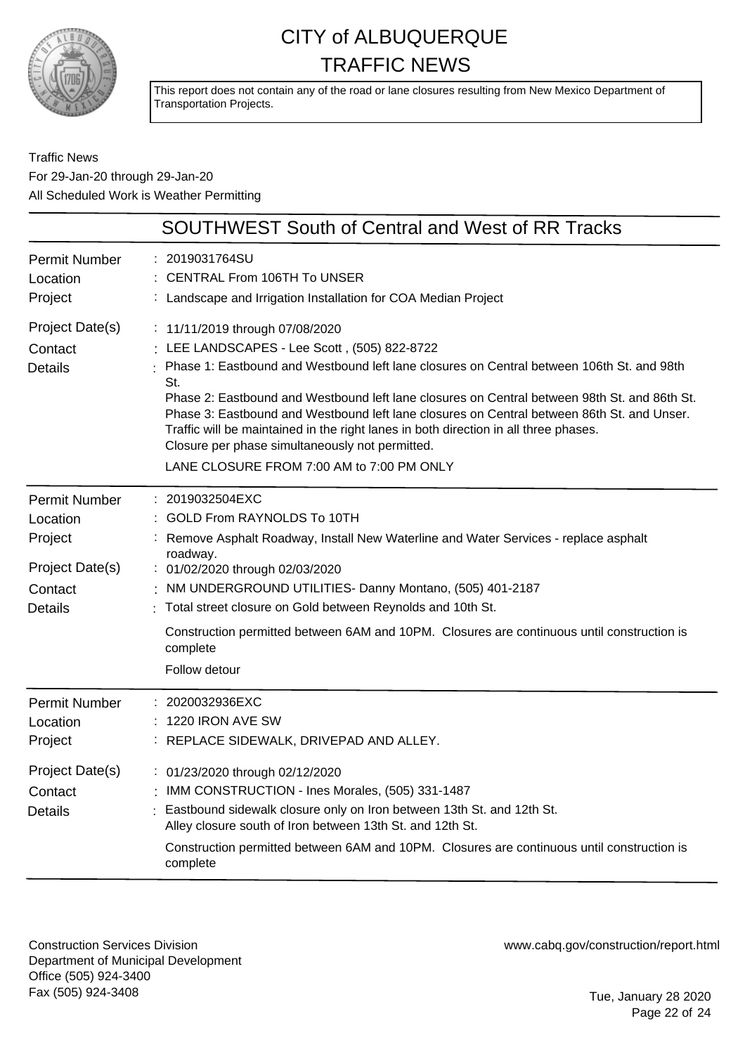# CITY of ALBUQUERQUE TRAFFIC NEWS

This report does not contain any of the road or lane closures resulting from New Mexico Department of Transportation Projects.

Traffic News
For 29-Jan-20 through 29-Jan-20
All Scheduled Work is Weather Permitting

## SOUTHWEST South of Central and West of RR Tracks

| | |
|---|---|
| **Permit Number** | 2019031764SU |
| **Location** | CENTRAL From 106TH To UNSER |
| **Project** | Landscape and Irrigation Installation for COA Median Project |
| **Project Date(s)** | 11/11/2019 through 07/08/2020 |
| **Contact** | LEE LANDSCAPES - Lee Scott , (505) 822-8722 |
| **Details** | Phase 1: Eastbound and Westbound left lane closures on Central between 106th St. and 98th St.<br>Phase 2: Eastbound and Westbound left lane closures on Central between 98th St. and 86th St.<br>Phase 3: Eastbound and Westbound left lane closures on Central between 86th St. and Unser.<br>Traffic will be maintained in the right lanes in both direction in all three phases.<br>Closure per phase simultaneously not permitted.<br>LANE CLOSURE FROM 7:00 AM to 7:00 PM ONLY |

| | |
|---|---|
| **Permit Number** | 2019032504EXC |
| **Location** | GOLD From RAYNOLDS To 10TH |
| **Project** | Remove Asphalt Roadway, Install New Waterline and Water Services - replace asphalt roadway. |
| **Project Date(s)** | 01/02/2020 through 02/03/2020 |
| **Contact** | NM UNDERGROUND UTILITIES- Danny Montano, (505) 401-2187 |
| **Details** | Total street closure on Gold between Reynolds and 10th St.<br>Construction permitted between 6AM and 10PM. Closures are continuous until construction is complete<br>Follow detour |

| | |
|---|---|
| **Permit Number** | 2020032936EXC |
| **Location** | 1220 IRON AVE SW |
| **Project** | REPLACE SIDEWALK, DRIVEPAD AND ALLEY. |
| **Project Date(s)** | 01/23/2020 through 02/12/2020 |
| **Contact** | IMM CONSTRUCTION - Ines Morales, (505) 331-1487 |
| **Details** | Eastbound sidewalk closure only on Iron between 13th St. and 12th St.<br>Alley closure south of Iron between 13th St. and 12th St.<br>Construction permitted between 6AM and 10PM. Closures are continuous until construction is complete |

Construction Services Division
Department of Municipal Development
Office (505) 924-3400
Fax (505) 924-3408

www.cabq.gov/construction/report.html

Tue, January 28 2020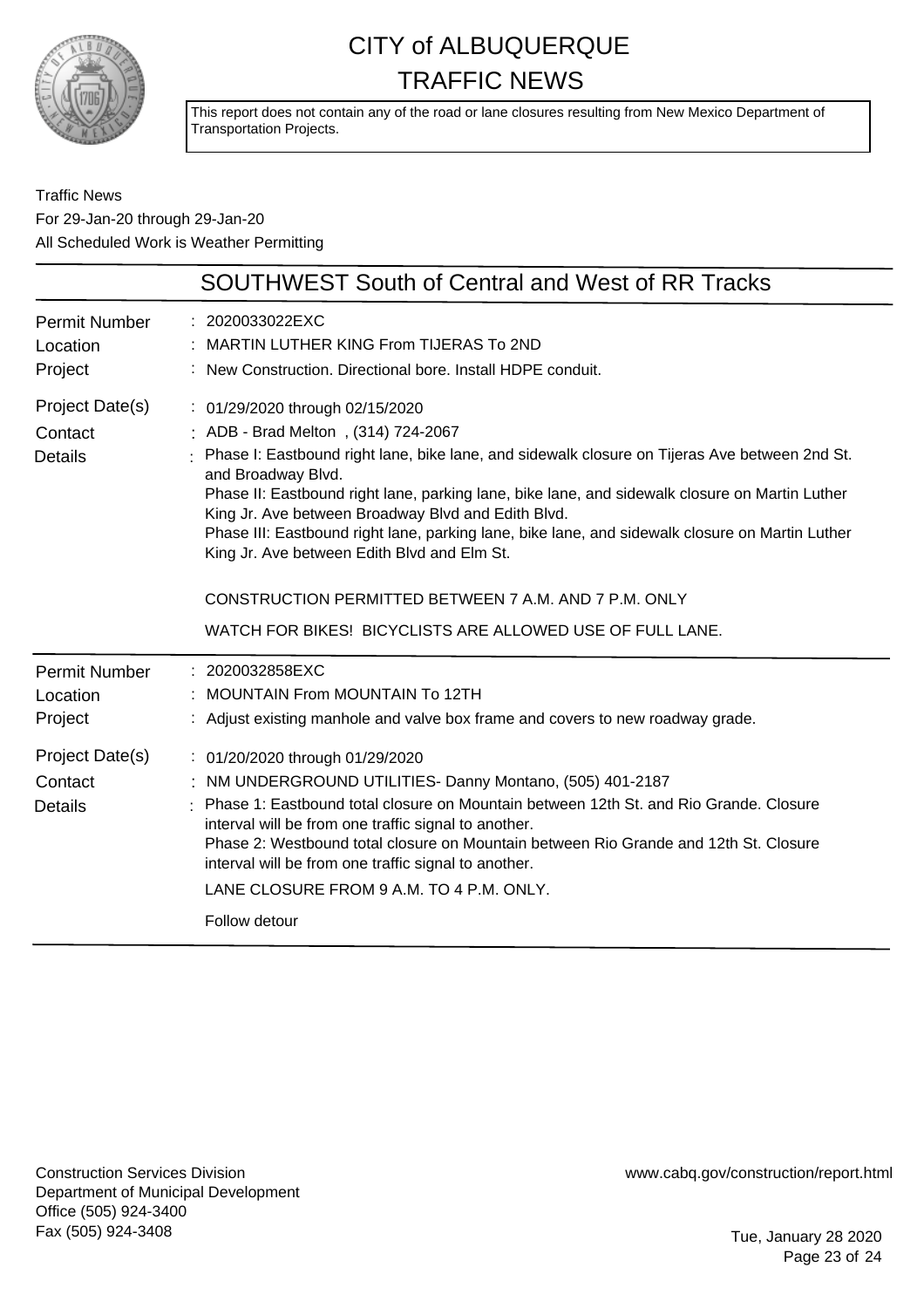# CITY of ALBUQUERQUE
## TRAFFIC NEWS

This report does not contain any of the road or lane closures resulting from New Mexico Department of Transportation Projects.

Traffic News
For 29-Jan-20 through 29-Jan-20
All Scheduled Work is Weather Permitting

## SOUTHWEST South of Central and West of RR Tracks

| | |
|---|---|
| Permit Number | : 2020033022EXC |
| Location | : MARTIN LUTHER KING From TIJERAS To 2ND |
| Project | : New Construction. Directional bore. Install HDPE conduit. |
| Project Date(s) | : 01/29/2020 through 02/15/2020 |
| Contact | : ADB - Brad Melton , (314) 724-2067 |
| Details | : Phase I: Eastbound right lane, bike lane, and sidewalk closure on Tijeras Ave between 2nd St. and Broadway Blvd.<br>Phase II: Eastbound right lane, parking lane, bike lane, and sidewalk closure on Martin Luther King Jr. Ave between Broadway Blvd and Edith Blvd.<br>Phase III: Eastbound right lane, parking lane, bike lane, and sidewalk closure on Martin Luther King Jr. Ave between Edith Blvd and Elm St.<br><br>CONSTRUCTION PERMITTED BETWEEN 7 A.M. AND 7 P.M. ONLY<br><br>WATCH FOR BIKES! BICYCLISTS ARE ALLOWED USE OF FULL LANE. |

| | |
|---|---|
| Permit Number | : 2020032858EXC |
| Location | : MOUNTAIN From MOUNTAIN To 12TH |
| Project | : Adjust existing manhole and valve box frame and covers to new roadway grade. |
| Project Date(s) | : 01/20/2020 through 01/29/2020 |
| Contact | : NM UNDERGROUND UTILITIES- Danny Montano, (505) 401-2187 |
| Details | : Phase 1: Eastbound total closure on Mountain between 12th St. and Rio Grande. Closure interval will be from one traffic signal to another.<br>Phase 2: Westbound total closure on Mountain between Rio Grande and 12th St. Closure interval will be from one traffic signal to another.<br>LANE CLOSURE FROM 9 A.M. TO 4 P.M. ONLY.<br><br>Follow detour |

Construction Services Division
Department of Municipal Development
Office (505) 924-3400
Fax (505) 924-3408

www.cabq.gov/construction/report.html

Tue, January 28 2020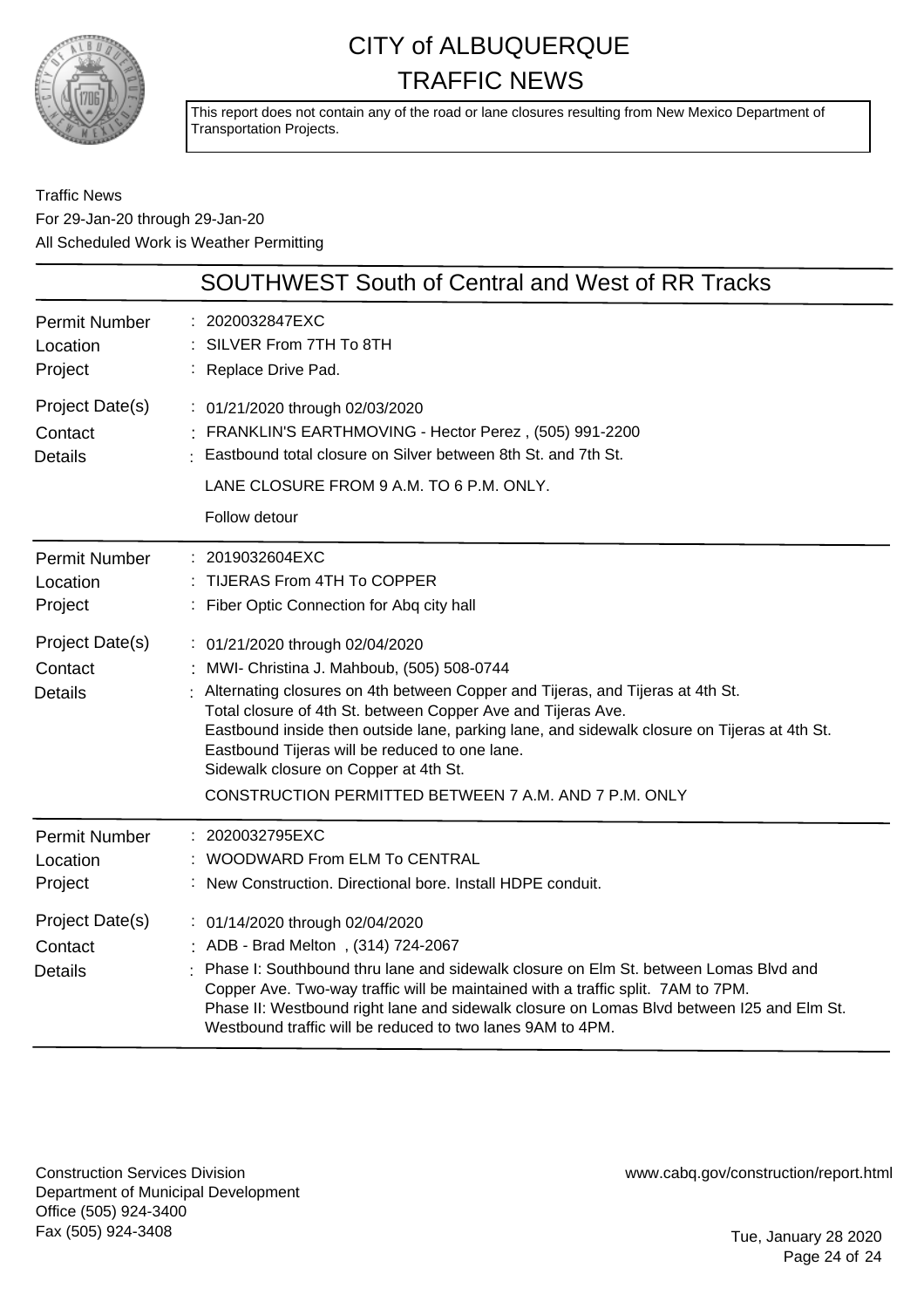# CITY of ALBUQUERQUE
# TRAFFIC NEWS

This report does not contain any of the road or lane closures resulting from New Mexico Department of Transportation Projects.

Traffic News
For 29-Jan-20 through 29-Jan-20
All Scheduled Work is Weather Permitting

## SOUTHWEST South of Central and West of RR Tracks

**Permit Number** : 2020032847EXC
**Location** : SILVER From 7TH To 8TH
**Project** : Replace Drive Pad.
**Project Date(s)** : 01/21/2020 through 02/03/2020
**Contact** : FRANKLIN'S EARTHMOVING - Hector Perez , (505) 991-2200
**Details** : Eastbound total closure on Silver between 8th St. and 7th St.

LANE CLOSURE FROM 9 A.M. TO 6 P.M. ONLY.

Follow detour

---

**Permit Number** : 2019032604EXC
**Location** : TIJERAS From 4TH To COPPER
**Project** : Fiber Optic Connection for Abq city hall
**Project Date(s)** : 01/21/2020 through 02/04/2020
**Contact** : MWI- Christina J. Mahboub, (505) 508-0744
**Details** : Alternating closures on 4th between Copper and Tijeras, and Tijeras at 4th St.
Total closure of 4th St. between Copper Ave and Tijeras Ave.
Eastbound inside then outside lane, parking lane, and sidewalk closure on Tijeras at 4th St.
Eastbound Tijeras will be reduced to one lane.
Sidewalk closure on Copper at 4th St.

CONSTRUCTION PERMITTED BETWEEN 7 A.M. AND 7 P.M. ONLY

---

**Permit Number** : 2020032795EXC
**Location** : WOODWARD From ELM To CENTRAL
**Project** : New Construction. Directional bore. Install HDPE conduit.
**Project Date(s)** : 01/14/2020 through 02/04/2020
**Contact** : ADB - Brad Melton , (314) 724-2067
**Details** : Phase I: Southbound thru lane and sidewalk closure on Elm St. between Lomas Blvd and Copper Ave. Two-way traffic will be maintained with a traffic split. 7AM to 7PM.
Phase II: Westbound right lane and sidewalk closure on Lomas Blvd between I25 and Elm St. Westbound traffic will be reduced to two lanes 9AM to 4PM.

---

Construction Services Division
Department of Municipal Development
Office (505) 924-3400
Fax (505) 924-3408

www.cabq.gov/construction/report.html

Tue, January 28 2020